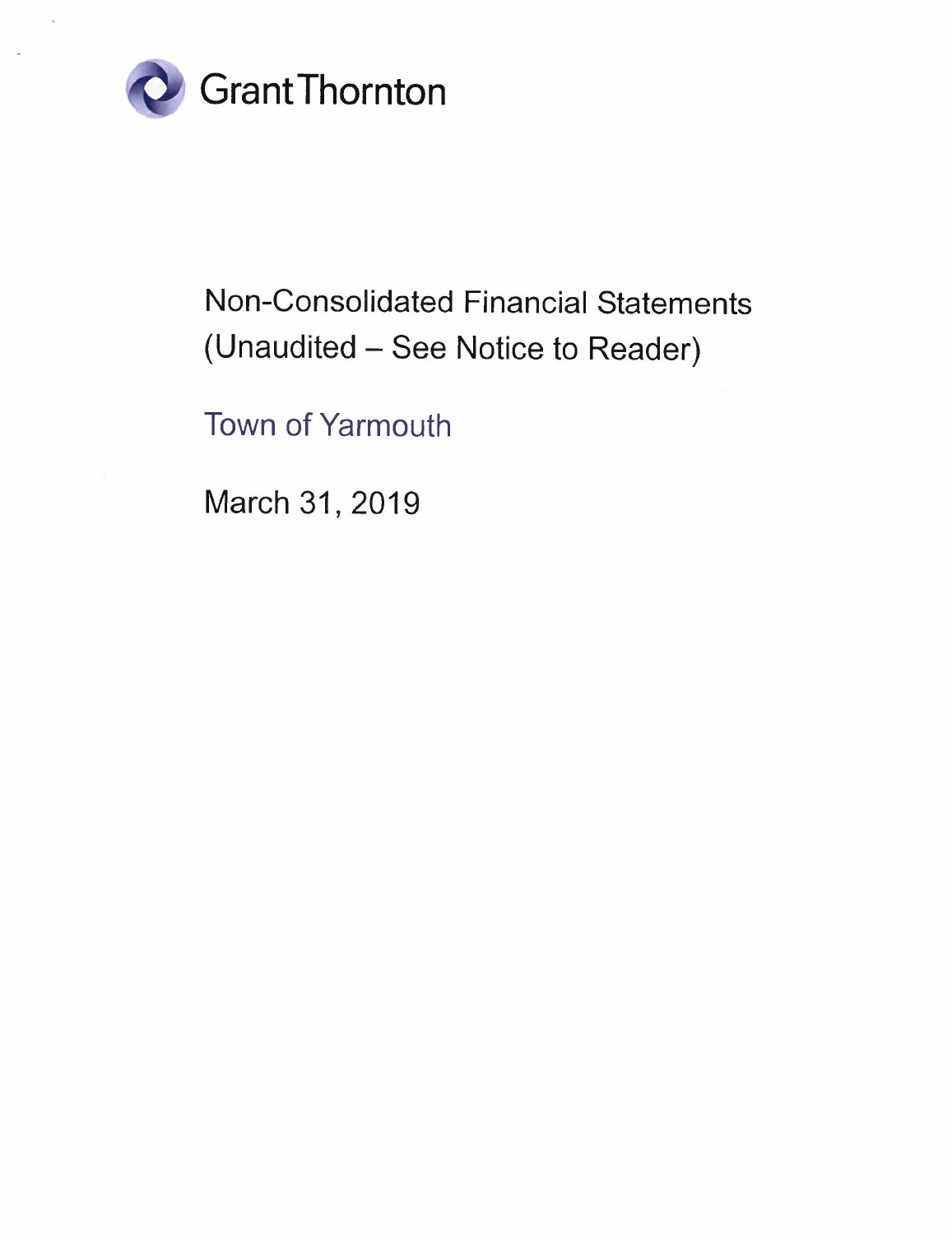Grant Thornton

# Non-Consolidated Financial Statements (Unaudited – See Notice to Reader)

## Town of Yarmouth

March 31, 2019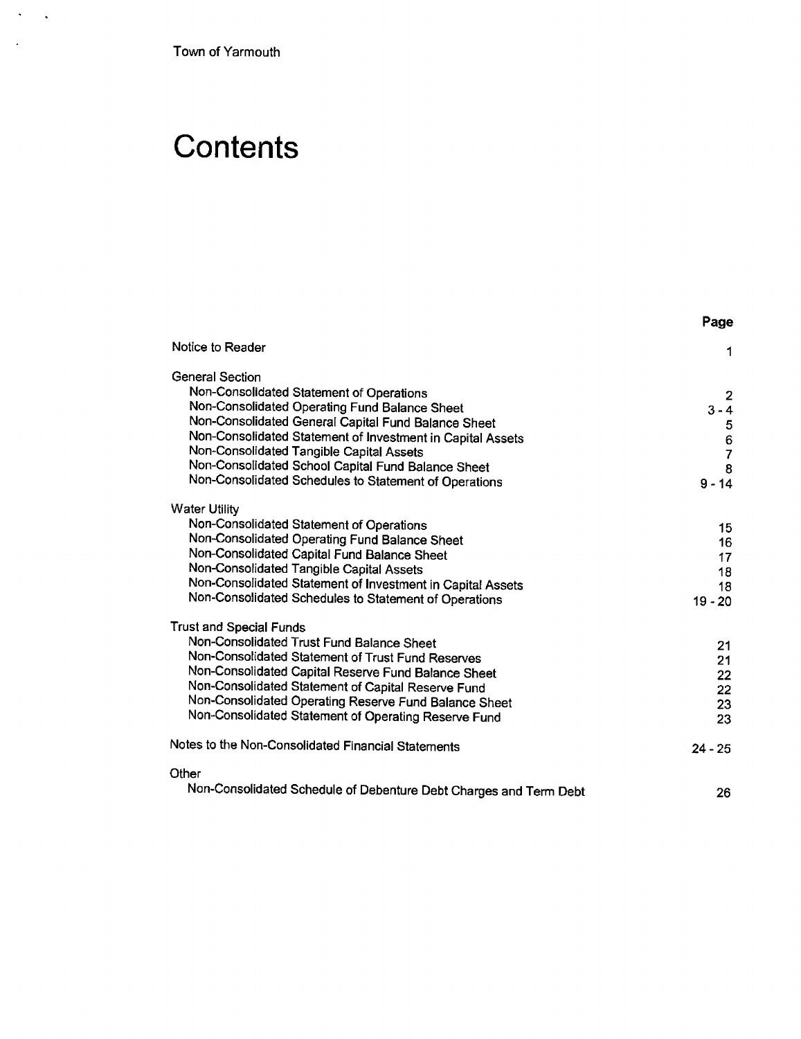Town of Yarmouth

# Contents

| | Page |
|---|---|
| Notice to Reader | 1 |
| **General Section** | |
| Non-Consolidated Statement of Operations | 2 |
| Non-Consolidated Operating Fund Balance Sheet | 3 - 4 |
| Non-Consolidated General Capital Fund Balance Sheet | 5 |
| Non-Consolidated Statement of Investment in Capital Assets | 6 |
| Non-Consolidated Tangible Capital Assets | 7 |
| Non-Consolidated School Capital Fund Balance Sheet | 8 |
| Non-Consolidated Schedules to Statement of Operations | 9 - 14 |
| **Water Utility** | |
| Non-Consolidated Statement of Operations | 15 |
| Non-Consolidated Operating Fund Balance Sheet | 16 |
| Non-Consolidated Capital Fund Balance Sheet | 17 |
| Non-Consolidated Tangible Capital Assets | 18 |
| Non-Consolidated Statement of Investment in Capital Assets | 18 |
| Non-Consolidated Schedules to Statement of Operations | 19 - 20 |
| **Trust and Special Funds** | |
| Non-Consolidated Trust Fund Balance Sheet | 21 |
| Non-Consolidated Statement of Trust Fund Reserves | 21 |
| Non-Consolidated Capital Reserve Fund Balance Sheet | 22 |
| Non-Consolidated Statement of Capital Reserve Fund | 22 |
| Non-Consolidated Operating Reserve Fund Balance Sheet | 23 |
| Non-Consolidated Statement of Operating Reserve Fund | 23 |
| Notes to the Non-Consolidated Financial Statements | 24 - 25 |
| **Other** | |
| Non-Consolidated Schedule of Debenture Debt Charges and Term Debt | 26 |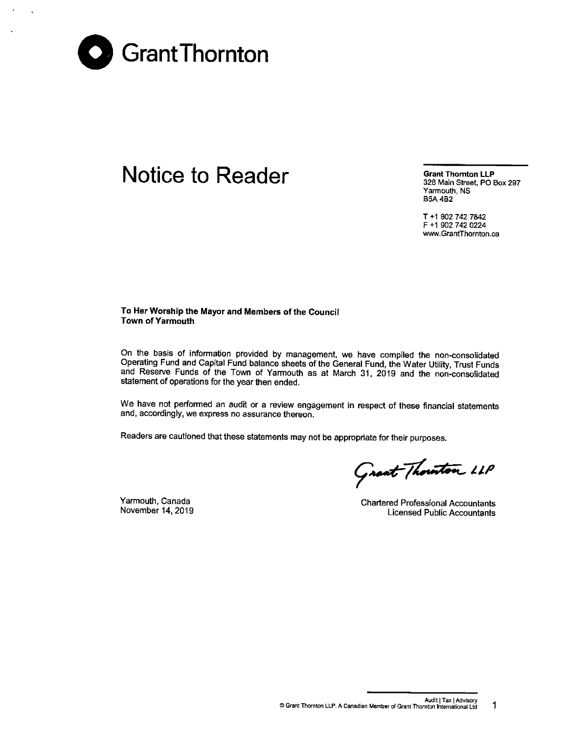Grant Thornton

# Notice to Reader

**Grant Thornton LLP**
328 Main Street, PO Box 297
Yarmouth, NS
B5A 4B2

T +1 902 742 7842
F +1 902 742 0224
www.GrantThornton.ca

**To Her Worship the Mayor and Members of the Council**
**Town of Yarmouth**

On the basis of information provided by management, we have compiled the non-consolidated Operating Fund and Capital Fund balance sheets of the General Fund, the Water Utility, Trust Funds and Reserve Funds of the Town of Yarmouth as at March 31, 2019 and the non-consolidated statement of operations for the year then ended.

We have not performed an audit or a review engagement in respect of these financial statements and, accordingly, we express no assurance thereon.

Readers are cautioned that these statements may not be appropriate for their purposes.

Grant Thornton LLP

Yarmouth, Canada
November 14, 2019

Chartered Professional Accountants
Licensed Public Accountants

Audit | Tax | Advisory
© Grant Thornton LLP. A Canadian Member of Grant Thornton International Ltd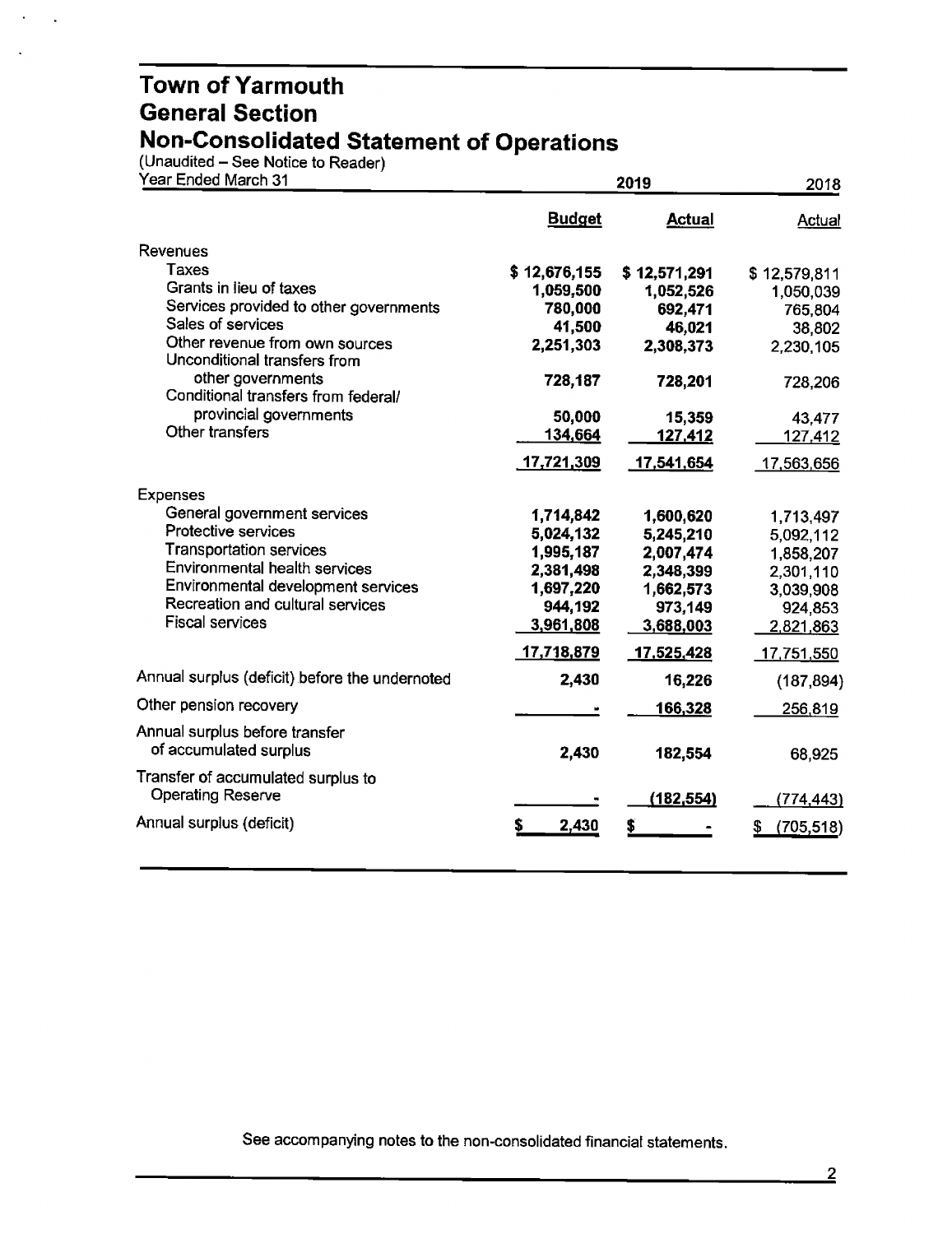# Town of Yarmouth
## General Section
## Non-Consolidated Statement of Operations

(Unaudited – See Notice to Reader)

| Year Ended March 31 | 2019 | | 2018 |
|---|---|---|---|
| | **Budget** | **Actual** | Actual |
| Revenues | | | |
| Taxes | $ 12,676,155 | $ 12,571,291 | $ 12,579,811 |
| Grants in lieu of taxes | 1,059,500 | 1,052,526 | 1,050,039 |
| Services provided to other governments | 780,000 | 692,471 | 765,804 |
| Sales of services | 41,500 | 46,021 | 38,802 |
| Other revenue from own sources | 2,251,303 | 2,308,373 | 2,230,105 |
| Unconditional transfers from other governments | 728,187 | 728,201 | 728,206 |
| Conditional transfers from federal/ provincial governments | 50,000 | 15,359 | 43,477 |
| Other transfers | 134,664 | 127,412 | 127,412 |
| | 17,721,309 | 17,541,654 | 17,563,656 |
| Expenses | | | |
| General government services | 1,714,842 | 1,600,620 | 1,713,497 |
| Protective services | 5,024,132 | 5,245,210 | 5,092,112 |
| Transportation services | 1,995,187 | 2,007,474 | 1,858,207 |
| Environmental health services | 2,381,498 | 2,348,399 | 2,301,110 |
| Environmental development services | 1,697,220 | 1,662,573 | 3,039,908 |
| Recreation and cultural services | 944,192 | 973,149 | 924,853 |
| Fiscal services | 3,961,808 | 3,688,003 | 2,821,863 |
| | 17,718,879 | 17,525,428 | 17,751,550 |
| Annual surplus (deficit) before the undernoted | 2,430 | 16,226 | (187,894) |
| Other pension recovery | - | 166,328 | 256,819 |
| Annual surplus before transfer of accumulated surplus | 2,430 | 182,554 | 68,925 |
| Transfer of accumulated surplus to Operating Reserve | - | (182,554) | (774,443) |
| Annual surplus (deficit) | $ 2,430 | $ - | $ (705,518) |

See accompanying notes to the non-consolidated financial statements.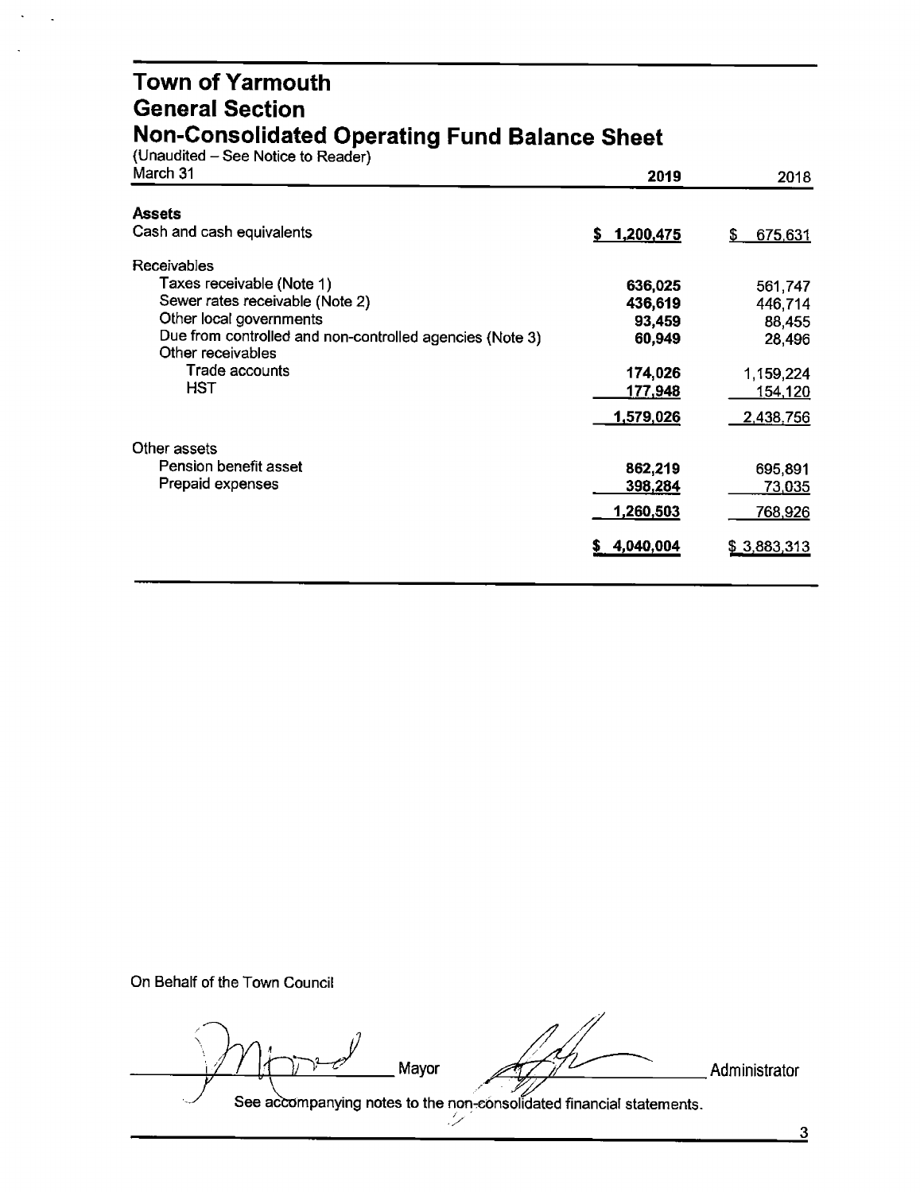# Town of Yarmouth
## General Section
## Non-Consolidated Operating Fund Balance Sheet

(Unaudited – See Notice to Reader)

| March 31 | 2019 | 2018 |
|---|---|---|
| **Assets** | | |
| Cash and cash equivalents | **$ 1,200,475** | $ 675,631 |
| Receivables | | |
| Taxes receivable (Note 1) | **636,025** | 561,747 |
| Sewer rates receivable (Note 2) | **436,619** | 446,714 |
| Other local governments | **93,459** | 88,455 |
| Due from controlled and non-controlled agencies (Note 3) | **60,949** | 28,496 |
| Other receivables | | |
| Trade accounts | **174,026** | 1,159,224 |
| HST | **177,948** | 154,120 |
| | **1,579,026** | 2,438,756 |
| Other assets | | |
| Pension benefit asset | **862,219** | 695,891 |
| Prepaid expenses | **398,284** | 73,035 |
| | **1,260,503** | 768,926 |
| | **$ 4,040,004** | $ 3,883,313 |

On Behalf of the Town Council

_______________ Mayor _______________ Administrator

See accompanying notes to the non-consolidated financial statements.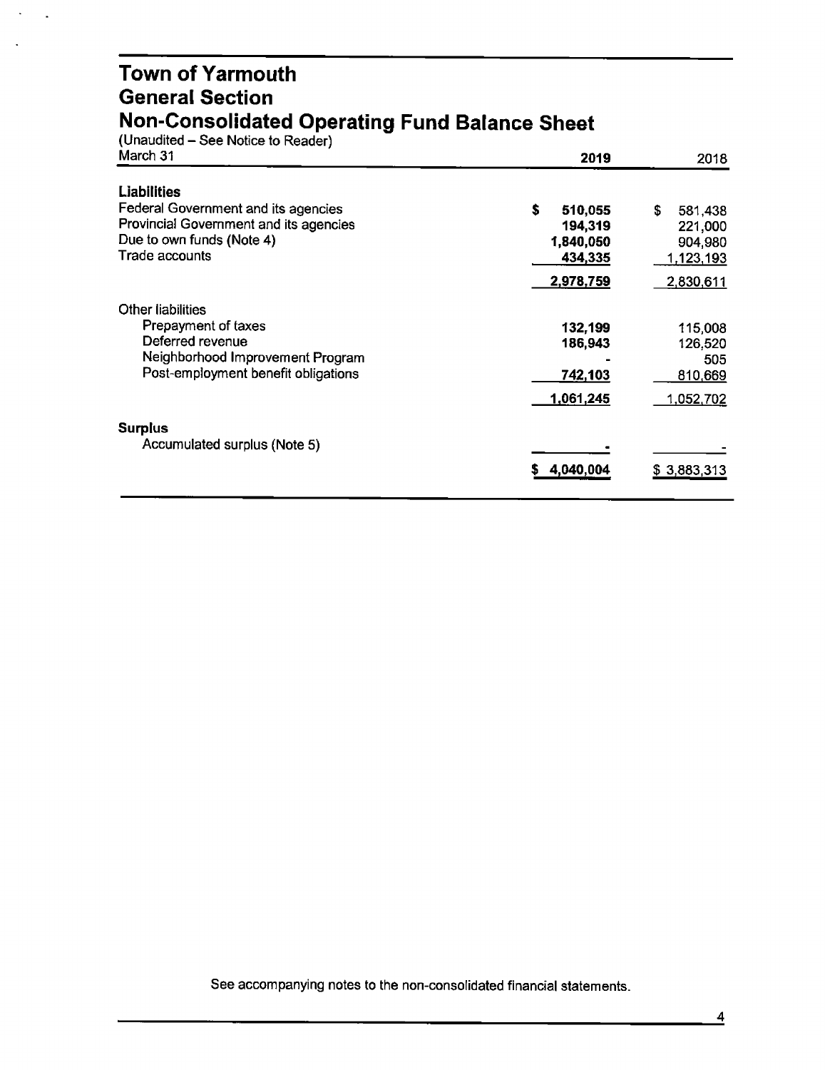# Town of Yarmouth
## General Section
## Non-Consolidated Operating Fund Balance Sheet

(Unaudited – See Notice to Reader)

| March 31 | 2019 | 2018 |
|---|---|---|
| **Liabilities** | | |
| Federal Government and its agencies | $ 510,055 | $ 581,438 |
| Provincial Government and its agencies | 194,319 | 221,000 |
| Due to own funds (Note 4) | 1,840,050 | 904,980 |
| Trade accounts | 434,335 | 1,123,193 |
| | 2,978,759 | 2,830,611 |
| Other liabilities | | |
| Prepayment of taxes | 132,199 | 115,008 |
| Deferred revenue | 186,943 | 126,520 |
| Neighborhood Improvement Program | - | 505 |
| Post-employment benefit obligations | 742,103 | 810,669 |
| | 1,061,245 | 1,052,702 |
| **Surplus** | | |
| Accumulated surplus (Note 5) | - | - |
| | $ 4,040,004 | $ 3,883,313 |

See accompanying notes to the non-consolidated financial statements.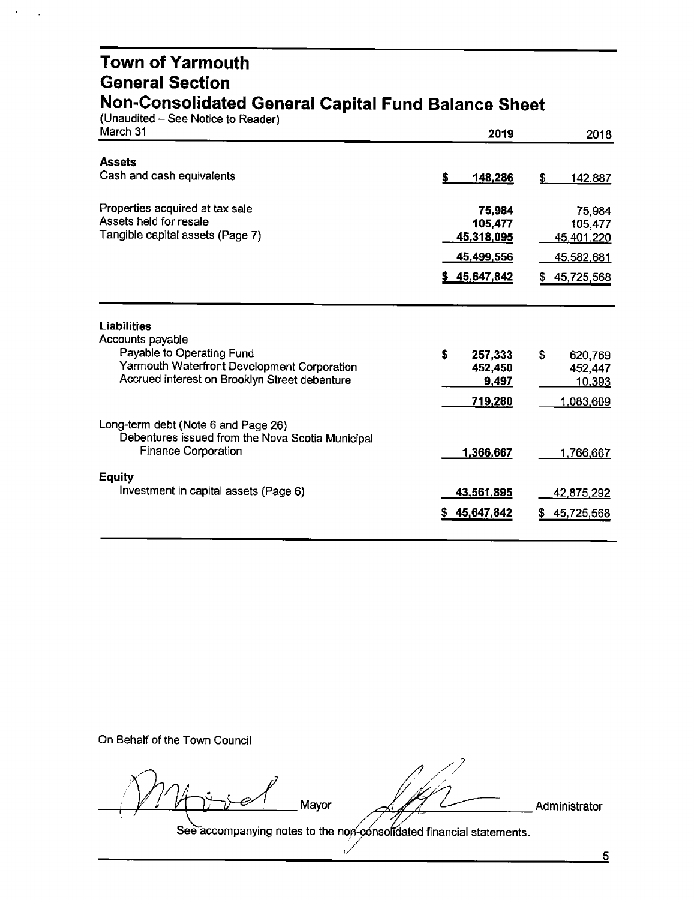# Town of Yarmouth
## General Section
## Non-Consolidated General Capital Fund Balance Sheet

(Unaudited – See Notice to Reader)

| March 31 | 2019 | 2018 |
|---|---|---|
| **Assets** | | |
| Cash and cash equivalents | $ 148,286 | $ 142,887 |
| | | |
| Properties acquired at tax sale | 75,984 | 75,984 |
| Assets held for resale | 105,477 | 105,477 |
| Tangible capital assets (Page 7) | 45,318,095 | 45,401,220 |
| | 45,499,556 | 45,582,681 |
| | $ 45,647,842 | $ 45,725,568 |
| | | |
| **Liabilities** | | |
| Accounts payable | | |
| Payable to Operating Fund | $ 257,333 | $ 620,769 |
| Yarmouth Waterfront Development Corporation | 452,450 | 452,447 |
| Accrued interest on Brooklyn Street debenture | 9,497 | 10,393 |
| | 719,280 | 1,083,609 |
| | | |
| Long-term debt (Note 6 and Page 26) | | |
| Debentures issued from the Nova Scotia Municipal Finance Corporation | 1,366,667 | 1,766,667 |
| | | |
| **Equity** | | |
| Investment in capital assets (Page 6) | 43,561,895 | 42,875,292 |
| | $ 45,647,842 | $ 45,725,568 |

On Behalf of the Town Council

_______________ Mayor _______________ Administrator

See accompanying notes to the non-consolidated financial statements.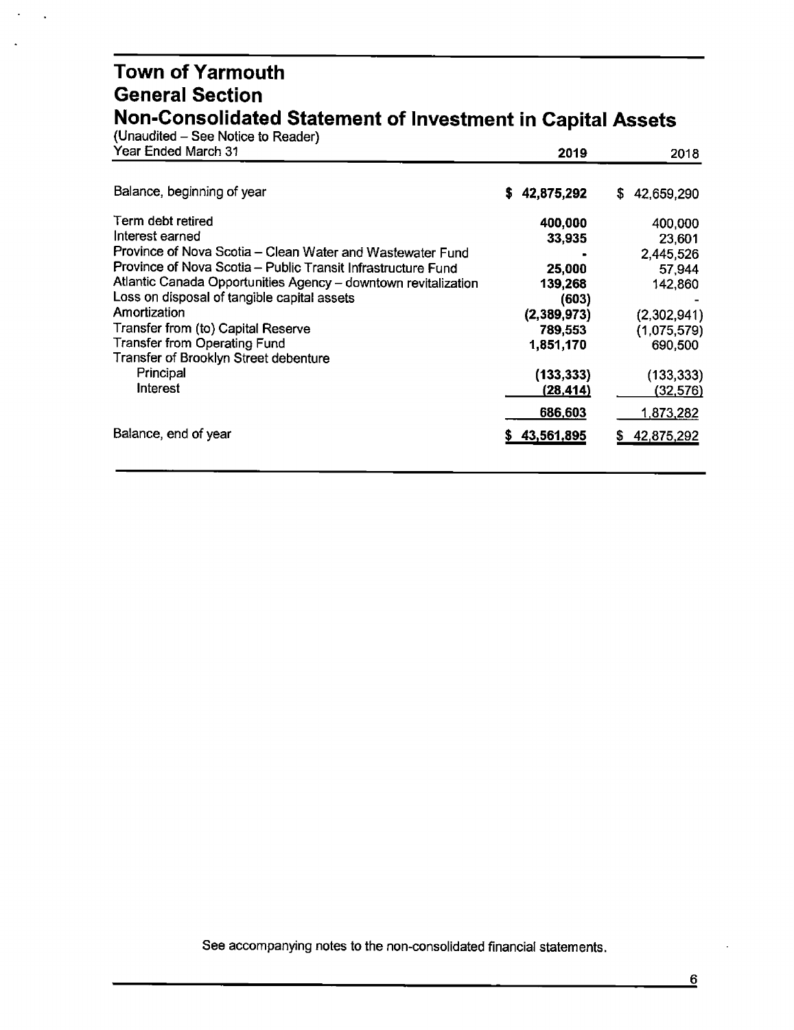# Town of Yarmouth
## General Section
## Non-Consolidated Statement of Investment in Capital Assets

(Unaudited – See Notice to Reader)

| Year Ended March 31 | 2019 | 2018 |
|---|---|---|
| Balance, beginning of year | $ 42,875,292 | $ 42,659,290 |
| Term debt retired | 400,000 | 400,000 |
| Interest earned | 33,935 | 23,601 |
| Province of Nova Scotia – Clean Water and Wastewater Fund | - | 2,445,526 |
| Province of Nova Scotia – Public Transit Infrastructure Fund | 25,000 | 57,944 |
| Atlantic Canada Opportunities Agency – downtown revitalization | 139,268 | 142,860 |
| Loss on disposal of tangible capital assets | (603) | - |
| Amortization | (2,389,973) | (2,302,941) |
| Transfer from (to) Capital Reserve | 789,553 | (1,075,579) |
| Transfer from Operating Fund | 1,851,170 | 690,500 |
| Transfer of Brooklyn Street debenture | | |
| Principal | (133,333) | (133,333) |
| Interest | (28,414) | (32,576) |
| | 686,603 | 1,873,282 |
| Balance, end of year | $ 43,561,895 | $ 42,875,292 |

See accompanying notes to the non-consolidated financial statements.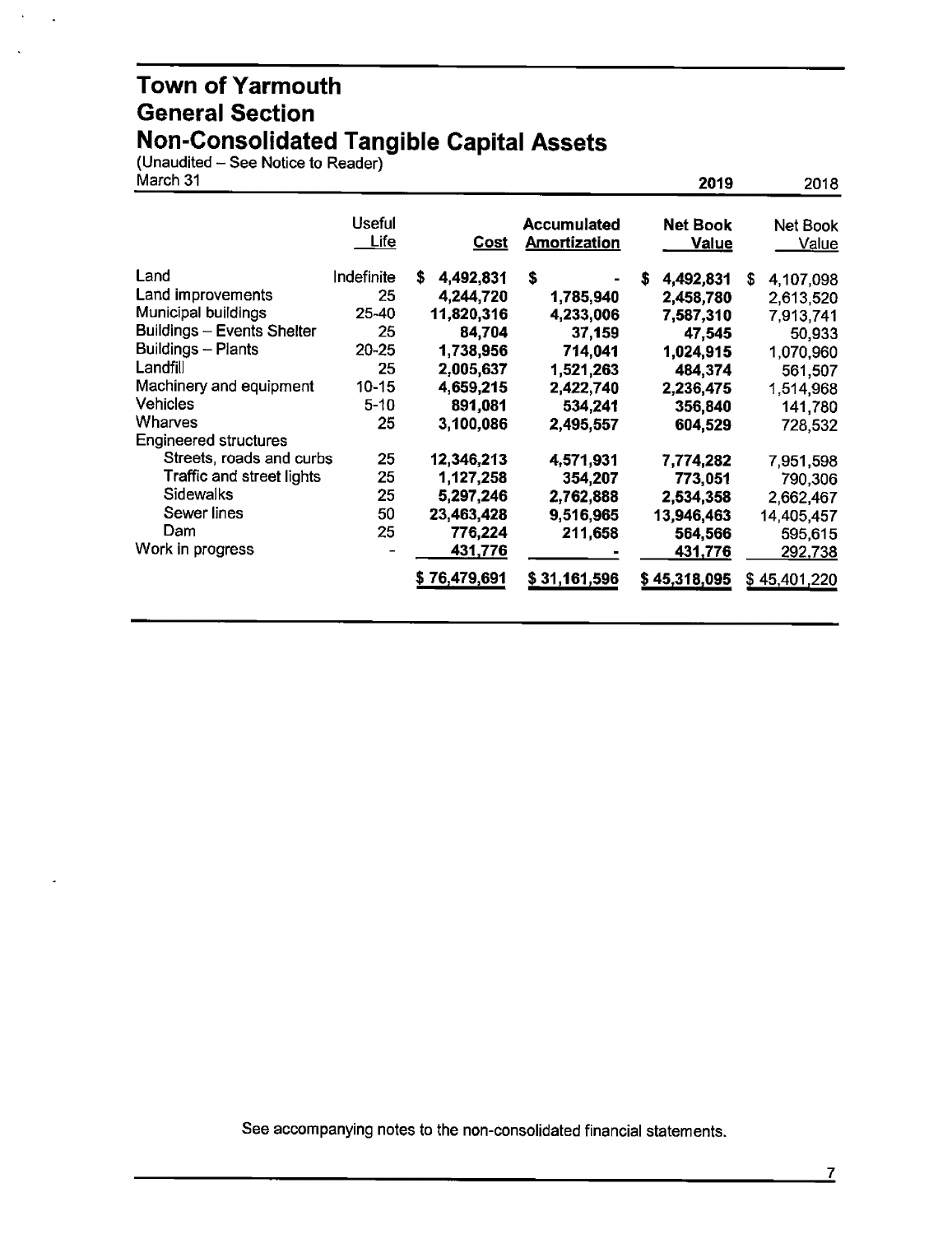# Town of Yarmouth
## General Section
## Non-Consolidated Tangible Capital Assets

(Unaudited – See Notice to Reader)
March 31

| | Useful Life | Cost | Accumulated Amortization | 2019 Net Book Value | 2018 Net Book Value |
|---|---|---|---|---|---|
| Land | Indefinite | $ 4,492,831 | $ - | $ 4,492,831 | $ 4,107,098 |
| Land improvements | 25 | 4,244,720 | 1,785,940 | 2,458,780 | 2,613,520 |
| Municipal buildings | 25-40 | 11,820,316 | 4,233,006 | 7,587,310 | 7,913,741 |
| Buildings – Events Shelter | 25 | 84,704 | 37,159 | 47,545 | 50,933 |
| Buildings – Plants | 20-25 | 1,738,956 | 714,041 | 1,024,915 | 1,070,960 |
| Landfill | 25 | 2,005,637 | 1,521,263 | 484,374 | 561,507 |
| Machinery and equipment | 10-15 | 4,659,215 | 2,422,740 | 2,236,475 | 1,514,968 |
| Vehicles | 5-10 | 891,081 | 534,241 | 356,840 | 141,780 |
| Wharves | 25 | 3,100,086 | 2,495,557 | 604,529 | 728,532 |
| Engineered structures | | | | | |
| Streets, roads and curbs | 25 | 12,346,213 | 4,571,931 | 7,774,282 | 7,951,598 |
| Traffic and street lights | 25 | 1,127,258 | 354,207 | 773,051 | 790,306 |
| Sidewalks | 25 | 5,297,246 | 2,762,888 | 2,534,358 | 2,662,467 |
| Sewer lines | 50 | 23,463,428 | 9,516,965 | 13,946,463 | 14,405,457 |
| Dam | 25 | 776,224 | 211,658 | 564,566 | 595,615 |
| Work in progress | - | 431,776 | - | 431,776 | 292,738 |
| | | $ 76,479,691 | $ 31,161,596 | $ 45,318,095 | $ 45,401,220 |

See accompanying notes to the non-consolidated financial statements.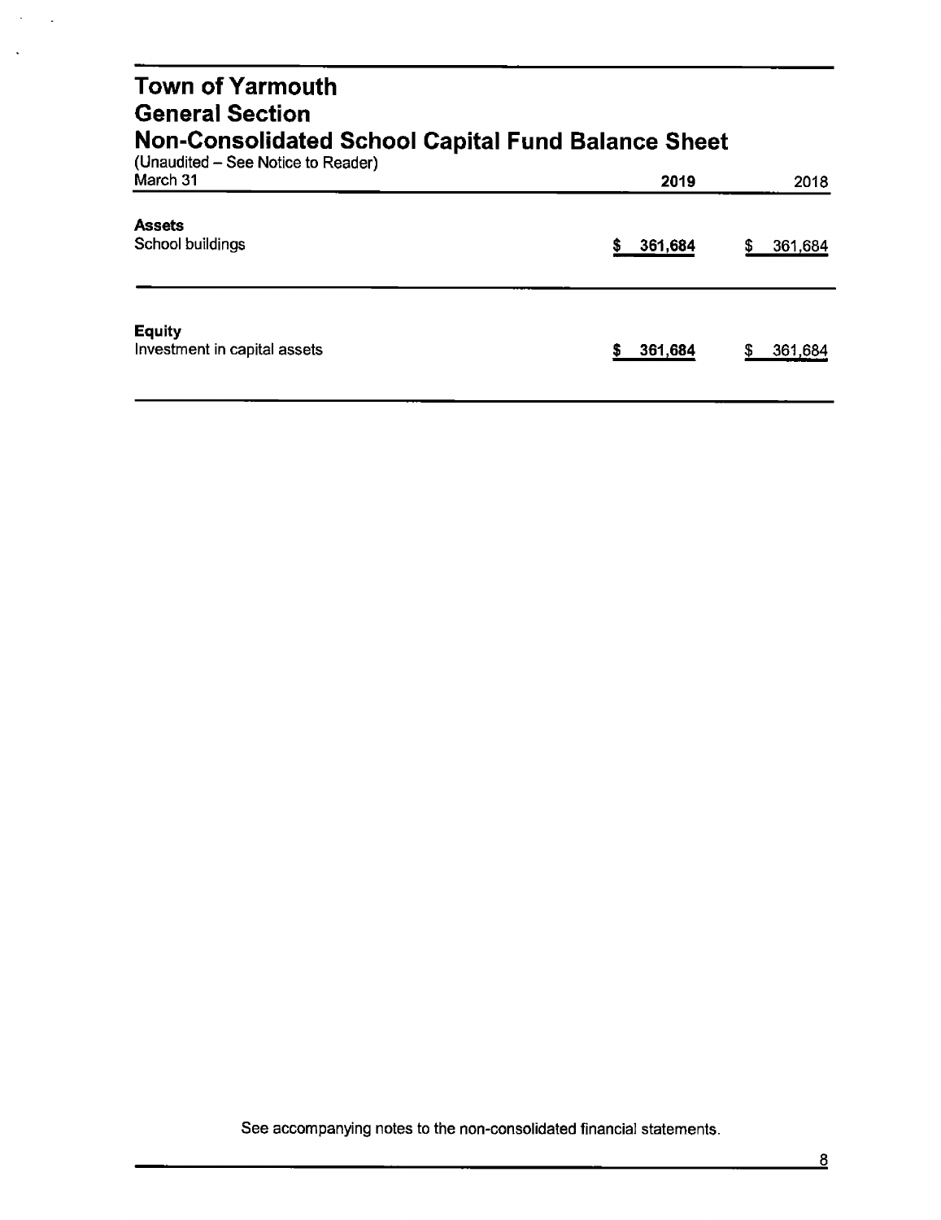# Town of Yarmouth
## General Section
## Non-Consolidated School Capital Fund Balance Sheet

(Unaudited – See Notice to Reader)

| March 31 | 2019 | 2018 |
|---|---|---|
| **Assets** | | |
| School buildings | $ 361,684 | $ 361,684 |
| **Equity** | | |
| Investment in capital assets | $ 361,684 | $ 361,684 |

See accompanying notes to the non-consolidated financial statements.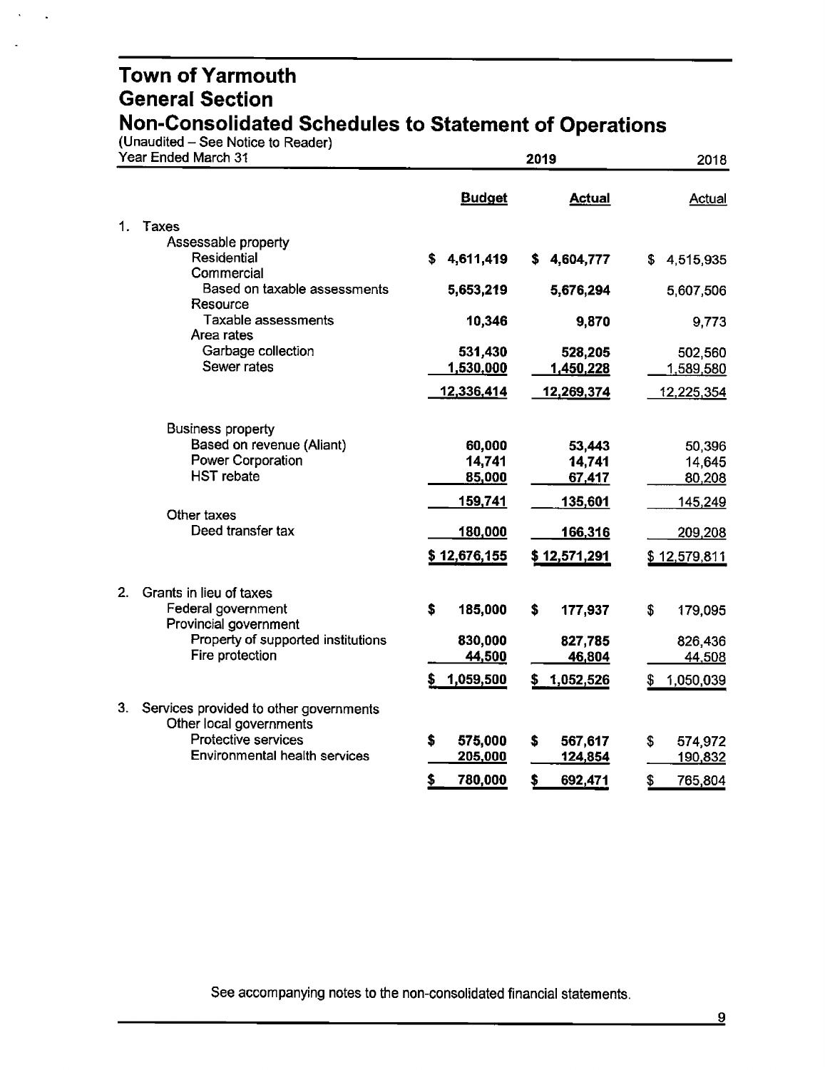# Town of Yarmouth
## General Section
## Non-Consolidated Schedules to Statement of Operations

(Unaudited – See Notice to Reader)

| Year Ended March 31 | 2019 Budget | 2019 Actual | 2018 Actual |
|---|---|---|---|
| **1. Taxes** | | | |
| Assessable property | | | |
| Residential | $ 4,611,419 | $ 4,604,777 | $ 4,515,935 |
| Commercial | | | |
| Based on taxable assessments | 5,653,219 | 5,676,294 | 5,607,506 |
| Resource | | | |
| Taxable assessments | 10,346 | 9,870 | 9,773 |
| Area rates | | | |
| Garbage collection | 531,430 | 528,205 | 502,560 |
| Sewer rates | 1,530,000 | 1,450,228 | 1,589,580 |
| | 12,336,414 | 12,269,374 | 12,225,354 |
| Business property | | | |
| Based on revenue (Aliant) | 60,000 | 53,443 | 50,396 |
| Power Corporation | 14,741 | 14,741 | 14,645 |
| HST rebate | 85,000 | 67,417 | 80,208 |
| | 159,741 | 135,601 | 145,249 |
| Other taxes | | | |
| Deed transfer tax | 180,000 | 166,316 | 209,208 |
| | $ 12,676,155 | $ 12,571,291 | $ 12,579,811 |
| **2. Grants in lieu of taxes** | | | |
| Federal government | $ 185,000 | $ 177,937 | $ 179,095 |
| Provincial government | | | |
| Property of supported institutions | 830,000 | 827,785 | 826,436 |
| Fire protection | 44,500 | 46,804 | 44,508 |
| | $ 1,059,500 | $ 1,052,526 | $ 1,050,039 |
| **3. Services provided to other governments** | | | |
| Other local governments | | | |
| Protective services | $ 575,000 | $ 567,617 | $ 574,972 |
| Environmental health services | 205,000 | 124,854 | 190,832 |
| | $ 780,000 | $ 692,471 | $ 765,804 |

See accompanying notes to the non-consolidated financial statements.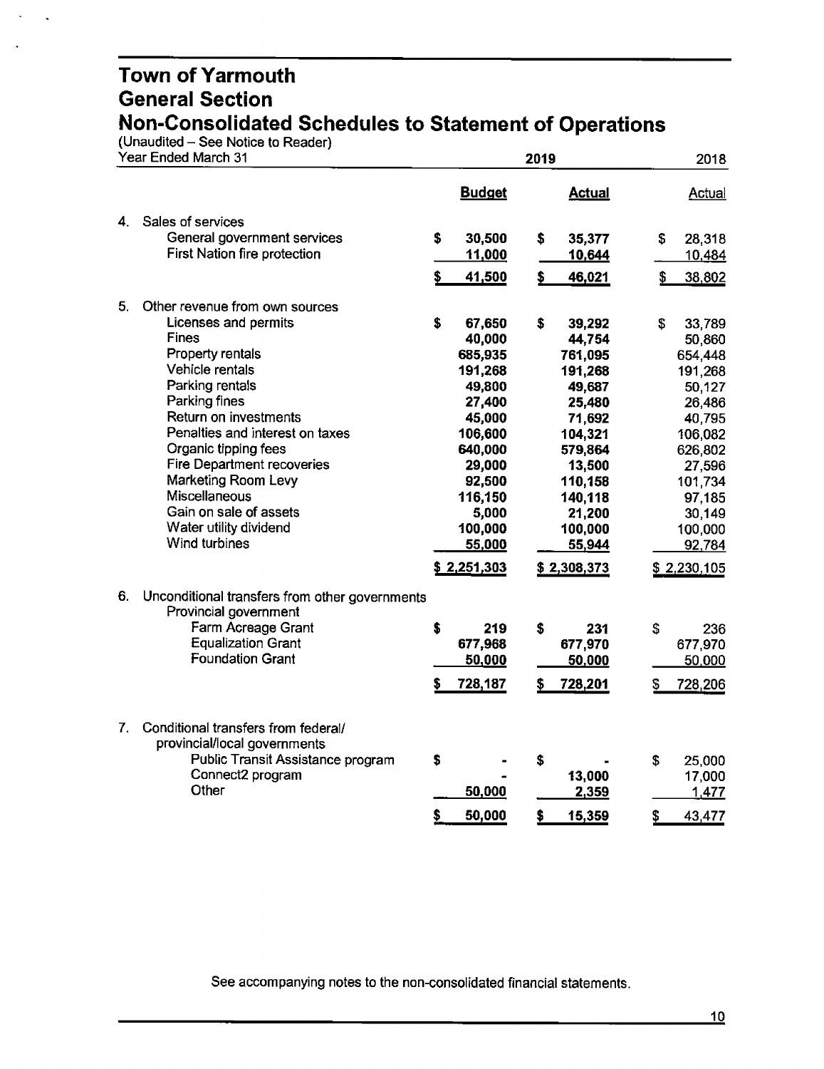# Town of Yarmouth
## General Section
## Non-Consolidated Schedules to Statement of Operations

(Unaudited – See Notice to Reader)

| Year Ended March 31 | 2019 Budget | 2019 Actual | 2018 Actual |
|---|---|---|---|
| **4. Sales of services** | | | |
| General government services | $ 30,500 | $ 35,377 | $ 28,318 |
| First Nation fire protection | 11,000 | 10,644 | 10,484 |
| | $ 41,500 | $ 46,021 | $ 38,802 |
| **5. Other revenue from own sources** | | | |
| Licenses and permits | $ 67,650 | $ 39,292 | $ 33,789 |
| Fines | 40,000 | 44,754 | 50,860 |
| Property rentals | 685,935 | 761,095 | 654,448 |
| Vehicle rentals | 191,268 | 191,268 | 191,268 |
| Parking rentals | 49,800 | 49,687 | 50,127 |
| Parking fines | 27,400 | 25,480 | 26,486 |
| Return on investments | 45,000 | 71,692 | 40,795 |
| Penalties and interest on taxes | 106,600 | 104,321 | 106,082 |
| Organic tipping fees | 640,000 | 579,864 | 626,802 |
| Fire Department recoveries | 29,000 | 13,500 | 27,596 |
| Marketing Room Levy | 92,500 | 110,158 | 101,734 |
| Miscellaneous | 116,150 | 140,118 | 97,185 |
| Gain on sale of assets | 5,000 | 21,200 | 30,149 |
| Water utility dividend | 100,000 | 100,000 | 100,000 |
| Wind turbines | 55,000 | 55,944 | 92,784 |
| | $ 2,251,303 | $ 2,308,373 | $ 2,230,105 |
| **6. Unconditional transfers from other governments** | | | |
| Provincial government | | | |
| Farm Acreage Grant | $ 219 | $ 231 | $ 236 |
| Equalization Grant | 677,968 | 677,970 | 677,970 |
| Foundation Grant | 50,000 | 50,000 | 50,000 |
| | $ 728,187 | $ 728,201 | $ 728,206 |
| **7. Conditional transfers from federal/ provincial/local governments** | | | |
| Public Transit Assistance program | $ - | $ - | $ 25,000 |
| Connect2 program | - | 13,000 | 17,000 |
| Other | 50,000 | 2,359 | 1,477 |
| | $ 50,000 | $ 15,359 | $ 43,477 |

See accompanying notes to the non-consolidated financial statements.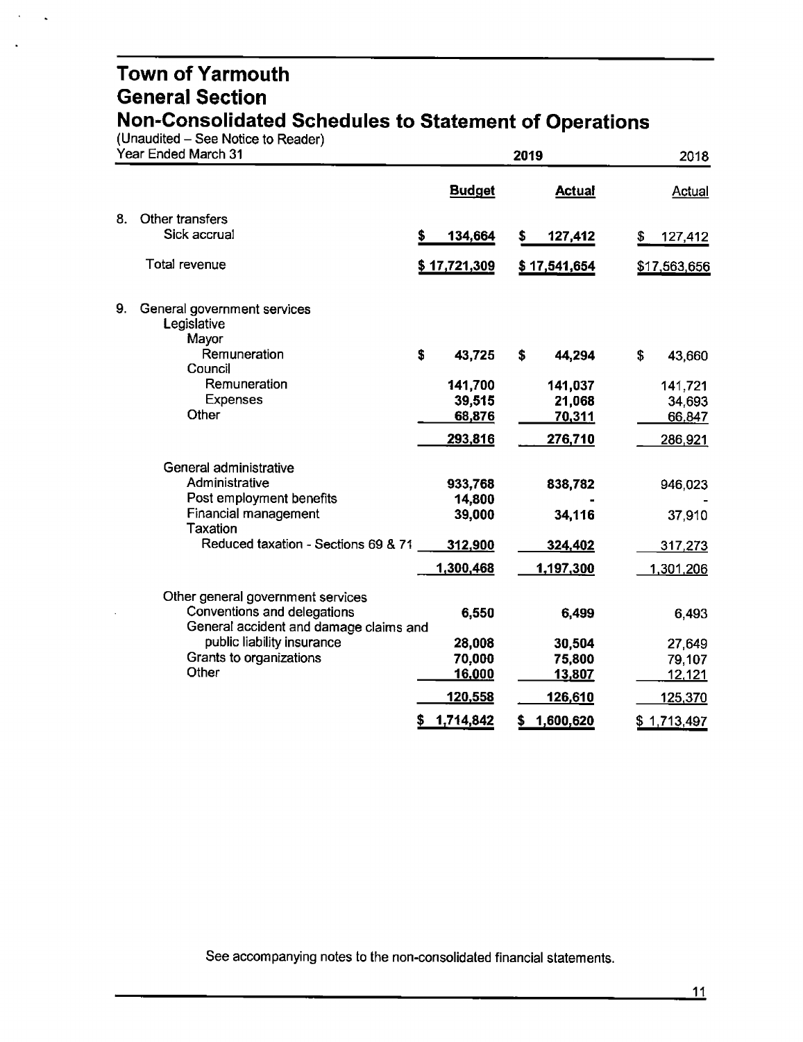# Town of Yarmouth
## General Section
## Non-Consolidated Schedules to Statement of Operations

(Unaudited – See Notice to Reader)

| Year Ended March 31 | 2019 Budget | 2019 Actual | 2018 Actual |
|---|---|---|---|
| **8. Other transfers** | | | |
| Sick accrual | $ 134,664 | $ 127,412 | $ 127,412 |
| Total revenue | $ 17,721,309 | $ 17,541,654 | $17,563,656 |
| **9. General government services** | | | |
| Legislative | | | |
| Mayor | | | |
| Remuneration | $ 43,725 | $ 44,294 | $ 43,660 |
| Council | | | |
| Remuneration | 141,700 | 141,037 | 141,721 |
| Expenses | 39,515 | 21,068 | 34,693 |
| Other | 68,876 | 70,311 | 66,847 |
| | 293,816 | 276,710 | 286,921 |
| General administrative | | | |
| Administrative | 933,768 | 838,782 | 946,023 |
| Post employment benefits | 14,800 | - | - |
| Financial management | 39,000 | 34,116 | 37,910 |
| Taxation | | | |
| Reduced taxation - Sections 69 & 71 | 312,900 | 324,402 | 317,273 |
| | 1,300,468 | 1,197,300 | 1,301,206 |
| Other general government services | | | |
| Conventions and delegations | 6,550 | 6,499 | 6,493 |
| General accident and damage claims and public liability insurance | 28,008 | 30,504 | 27,649 |
| Grants to organizations | 70,000 | 75,800 | 79,107 |
| Other | 16,000 | 13,807 | 12,121 |
| | 120,558 | 126,610 | 125,370 |
| | $ 1,714,842 | $ 1,600,620 | $ 1,713,497 |

See accompanying notes to the non-consolidated financial statements.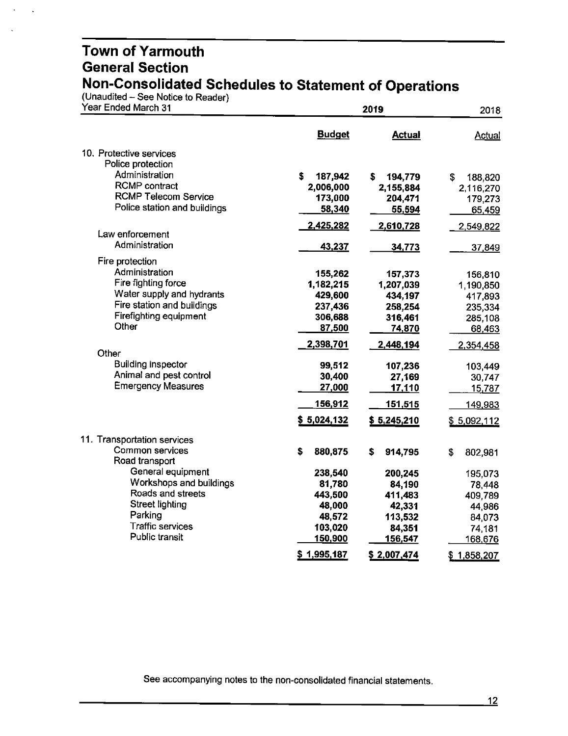# Town of Yarmouth
## General Section
## Non-Consolidated Schedules to Statement of Operations

(Unaudited – See Notice to Reader)

| Year Ended March 31 | 2019 | | 2018 |
|---|---|---|---|
| | **Budget** | **Actual** | Actual |
| **10. Protective services** | | | |
| Police protection | | | |
| Administration | $ 187,942 | $ 194,779 | $ 188,820 |
| RCMP contract | 2,006,000 | 2,155,884 | 2,116,270 |
| RCMP Telecom Service | 173,000 | 204,471 | 179,273 |
| Police station and buildings | 58,340 | 55,594 | 65,459 |
| | 2,425,282 | 2,610,728 | 2,549,822 |
| Law enforcement | | | |
| Administration | 43,237 | 34,773 | 37,849 |
| Fire protection | | | |
| Administration | 155,262 | 157,373 | 156,810 |
| Fire fighting force | 1,182,215 | 1,207,039 | 1,190,850 |
| Water supply and hydrants | 429,600 | 434,197 | 417,893 |
| Fire station and buildings | 237,436 | 258,254 | 235,334 |
| Firefighting equipment | 306,688 | 316,461 | 285,108 |
| Other | 87,500 | 74,870 | 68,463 |
| | 2,398,701 | 2,448,194 | 2,354,458 |
| Other | | | |
| Building inspector | 99,512 | 107,236 | 103,449 |
| Animal and pest control | 30,400 | 27,169 | 30,747 |
| Emergency Measures | 27,000 | 17,110 | 15,787 |
| | 156,912 | 151,515 | 149,983 |
| | $ 5,024,132 | $ 5,245,210 | $ 5,092,112 |
| **11. Transportation services** | | | |
| Common services | $ 880,875 | $ 914,795 | $ 802,981 |
| Road transport | | | |
| General equipment | 238,540 | 200,245 | 195,073 |
| Workshops and buildings | 81,780 | 84,190 | 78,448 |
| Roads and streets | 443,500 | 411,483 | 409,789 |
| Street lighting | 48,000 | 42,331 | 44,986 |
| Parking | 48,572 | 113,532 | 84,073 |
| Traffic services | 103,020 | 84,351 | 74,181 |
| Public transit | 150,900 | 156,547 | 168,676 |
| | $ 1,995,187 | $ 2,007,474 | $ 1,858,207 |

See accompanying notes to the non-consolidated financial statements.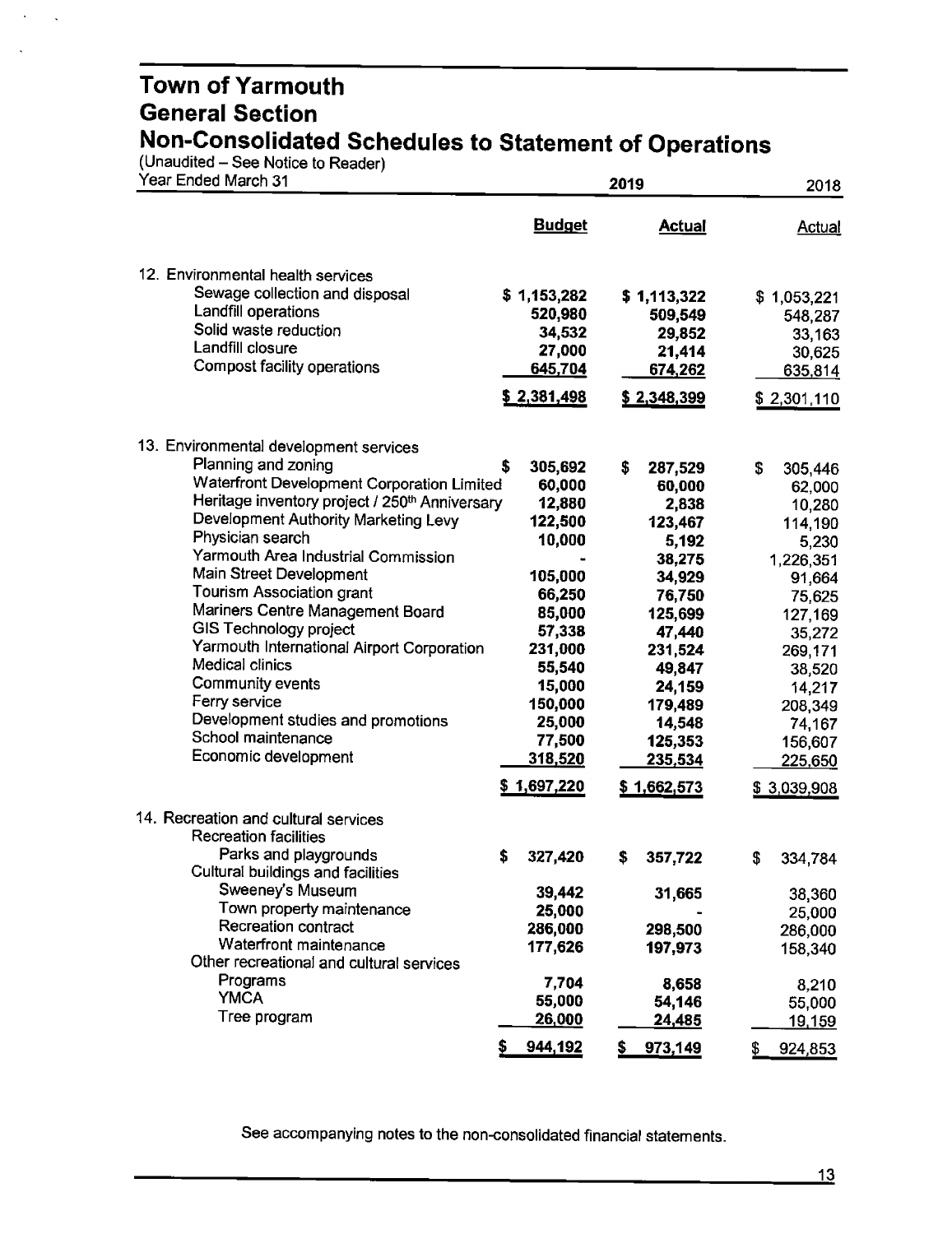# Town of Yarmouth
## General Section
## Non-Consolidated Schedules to Statement of Operations

(Unaudited – See Notice to Reader)

| Year Ended March 31 | 2019 Budget | 2019 Actual | 2018 Actual |
|---|---|---|---|
| **12. Environmental health services** | | | |
| Sewage collection and disposal | $ 1,153,282 | $ 1,113,322 | $ 1,053,221 |
| Landfill operations | 520,980 | 509,549 | 548,287 |
| Solid waste reduction | 34,532 | 29,852 | 33,163 |
| Landfill closure | 27,000 | 21,414 | 30,625 |
| Compost facility operations | 645,704 | 674,262 | 635,814 |
| | $ 2,381,498 | $ 2,348,399 | $ 2,301,110 |
| **13. Environmental development services** | | | |
| Planning and zoning | $ 305,692 | $ 287,529 | $ 305,446 |
| Waterfront Development Corporation Limited | 60,000 | 60,000 | 62,000 |
| Heritage inventory project / 250th Anniversary | 12,880 | 2,838 | 10,280 |
| Development Authority Marketing Levy | 122,500 | 123,467 | 114,190 |
| Physician search | 10,000 | 5,192 | 5,230 |
| Yarmouth Area Industrial Commission | - | 38,275 | 1,226,351 |
| Main Street Development | 105,000 | 34,929 | 91,664 |
| Tourism Association grant | 66,250 | 76,750 | 75,625 |
| Mariners Centre Management Board | 85,000 | 125,699 | 127,169 |
| GIS Technology project | 57,338 | 47,440 | 35,272 |
| Yarmouth International Airport Corporation | 231,000 | 231,524 | 269,171 |
| Medical clinics | 55,540 | 49,847 | 38,520 |
| Community events | 15,000 | 24,159 | 14,217 |
| Ferry service | 150,000 | 179,489 | 208,349 |
| Development studies and promotions | 25,000 | 14,548 | 74,167 |
| School maintenance | 77,500 | 125,353 | 156,607 |
| Economic development | 318,520 | 235,534 | 225,650 |
| | $ 1,697,220 | $ 1,662,573 | $ 3,039,908 |
| **14. Recreation and cultural services** | | | |
| Recreation facilities | | | |
| Parks and playgrounds | $ 327,420 | $ 357,722 | $ 334,784 |
| Cultural buildings and facilities | | | |
| Sweeney's Museum | 39,442 | 31,665 | 38,360 |
| Town property maintenance | 25,000 | - | 25,000 |
| Recreation contract | 286,000 | 298,500 | 286,000 |
| Waterfront maintenance | 177,626 | 197,973 | 158,340 |
| Other recreational and cultural services | | | |
| Programs | 7,704 | 8,658 | 8,210 |
| YMCA | 55,000 | 54,146 | 55,000 |
| Tree program | 26,000 | 24,485 | 19,159 |
| | $ 944,192 | $ 973,149 | $ 924,853 |

See accompanying notes to the non-consolidated financial statements.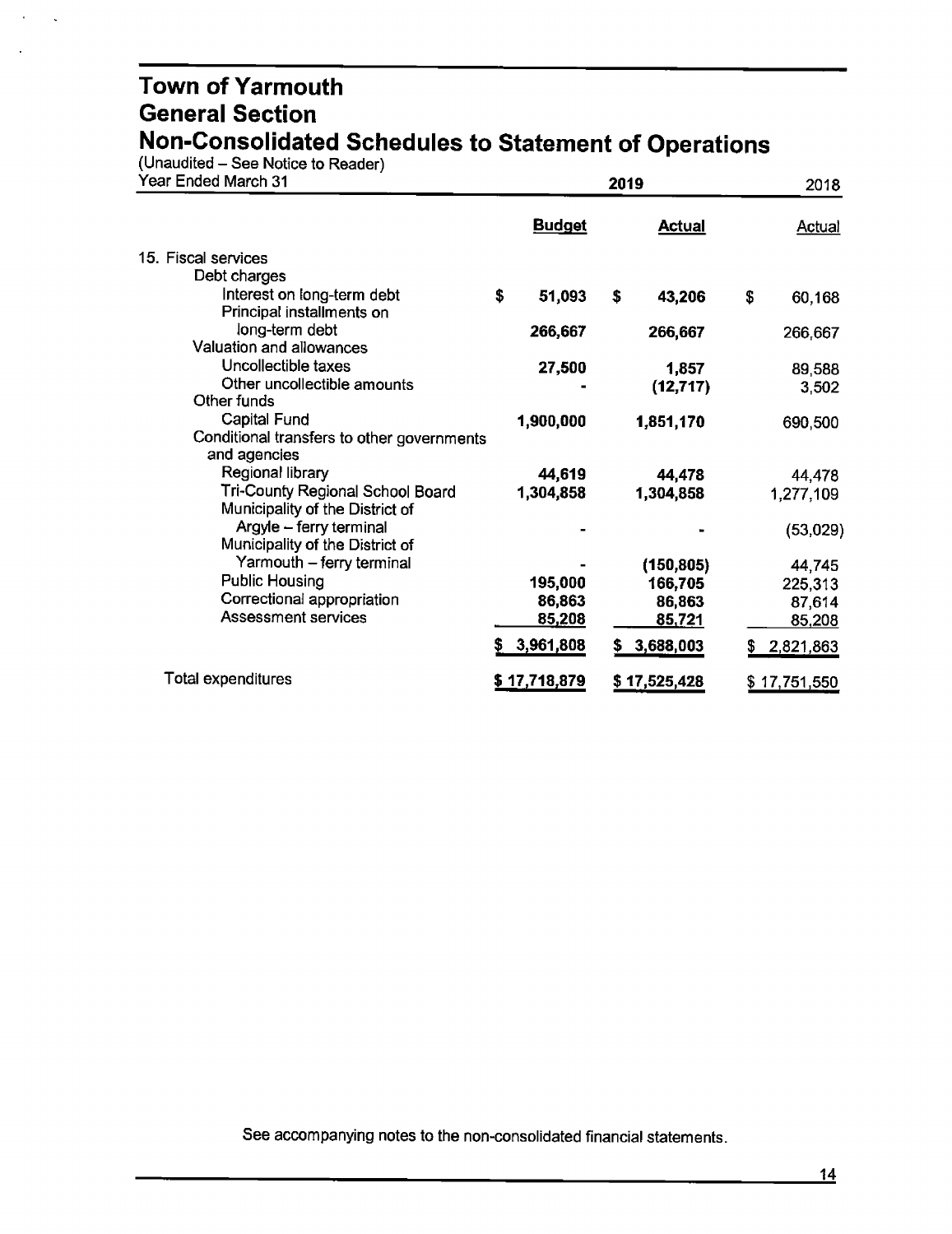# Town of Yarmouth
## General Section
## Non-Consolidated Schedules to Statement of Operations

(Unaudited – See Notice to Reader)

| Year Ended March 31 | 2019 Budget | 2019 Actual | 2018 Actual |
|---|---|---|---|
| 15. Fiscal services | | | |
| Debt charges | | | |
| Interest on long-term debt | $ 51,093 | $ 43,206 | $ 60,168 |
| Principal installments on long-term debt | 266,667 | 266,667 | 266,667 |
| Valuation and allowances | | | |
| Uncollectible taxes | 27,500 | 1,857 | 89,588 |
| Other uncollectible amounts | - | (12,717) | 3,502 |
| Other funds | | | |
| Capital Fund | 1,900,000 | 1,851,170 | 690,500 |
| Conditional transfers to other governments and agencies | | | |
| Regional library | 44,619 | 44,478 | 44,478 |
| Tri-County Regional School Board | 1,304,858 | 1,304,858 | 1,277,109 |
| Municipality of the District of Argyle – ferry terminal | - | - | (53,029) |
| Municipality of the District of Yarmouth – ferry terminal | - | (150,805) | 44,745 |
| Public Housing | 195,000 | 166,705 | 225,313 |
| Correctional appropriation | 86,863 | 86,863 | 87,614 |
| Assessment services | 85,208 | 85,721 | 85,208 |
| | $ 3,961,808 | $ 3,688,003 | $ 2,821,863 |
| Total expenditures | $ 17,718,879 | $ 17,525,428 | $ 17,751,550 |

See accompanying notes to the non-consolidated financial statements.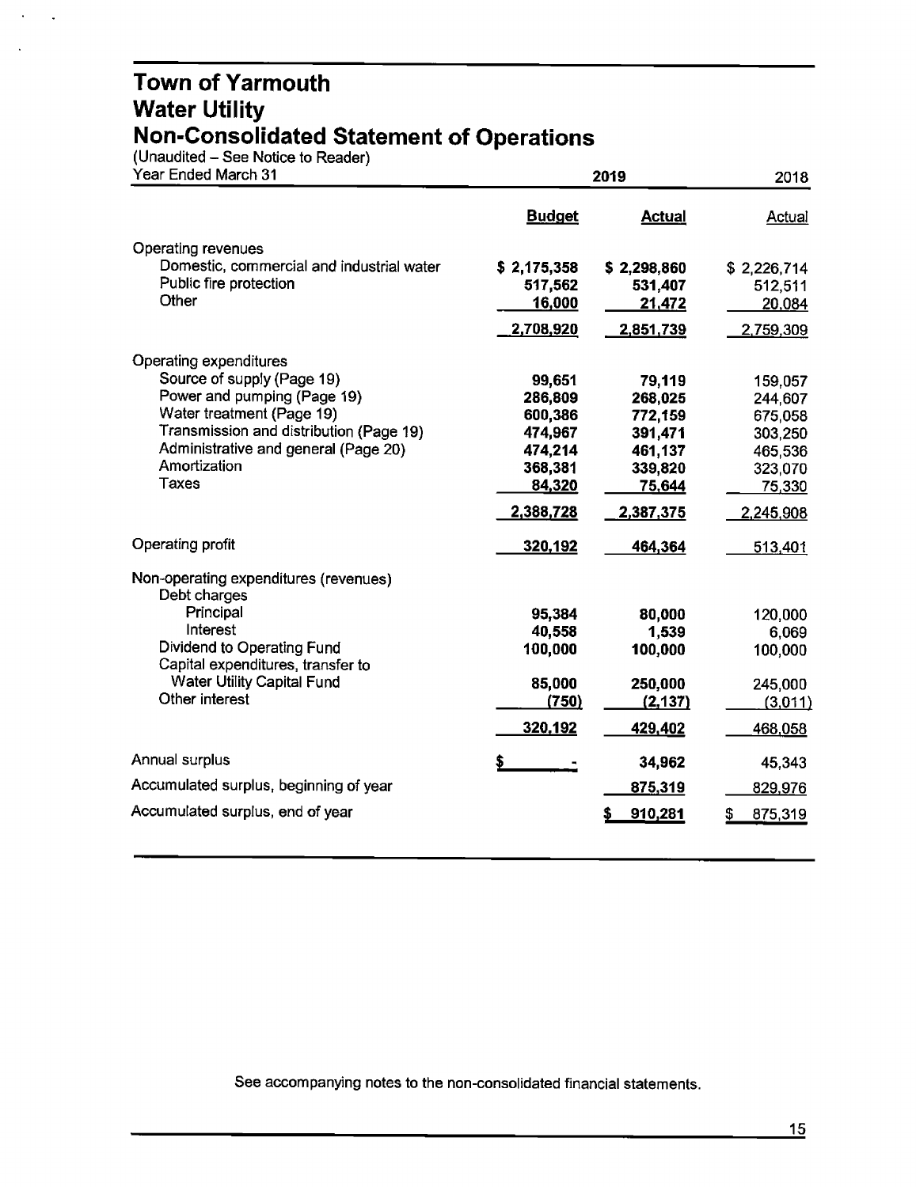# Town of Yarmouth
# Water Utility
# Non-Consolidated Statement of Operations

(Unaudited – See Notice to Reader)

| Year Ended March 31 | 2019 | | 2018 |
|---|---|---|---|
| | **Budget** | **Actual** | Actual |
| Operating revenues | | | |
| Domestic, commercial and industrial water | $ 2,175,358 | $ 2,298,860 | $ 2,226,714 |
| Public fire protection | 517,562 | 531,407 | 512,511 |
| Other | 16,000 | 21,472 | 20,084 |
| | 2,708,920 | 2,851,739 | 2,759,309 |
| Operating expenditures | | | |
| Source of supply (Page 19) | 99,651 | 79,119 | 159,057 |
| Power and pumping (Page 19) | 286,809 | 268,025 | 244,607 |
| Water treatment (Page 19) | 600,386 | 772,159 | 675,058 |
| Transmission and distribution (Page 19) | 474,967 | 391,471 | 303,250 |
| Administrative and general (Page 20) | 474,214 | 461,137 | 465,536 |
| Amortization | 368,381 | 339,820 | 323,070 |
| Taxes | 84,320 | 75,644 | 75,330 |
| | 2,388,728 | 2,387,375 | 2,245,908 |
| Operating profit | 320,192 | 464,364 | 513,401 |
| Non-operating expenditures (revenues) | | | |
| Debt charges | | | |
| Principal | 95,384 | 80,000 | 120,000 |
| Interest | 40,558 | 1,539 | 6,069 |
| Dividend to Operating Fund | 100,000 | 100,000 | 100,000 |
| Capital expenditures, transfer to Water Utility Capital Fund | 85,000 | 250,000 | 245,000 |
| Other interest | (750) | (2,137) | (3,011) |
| | 320,192 | 429,402 | 468,058 |
| Annual surplus | $ - | 34,962 | 45,343 |
| Accumulated surplus, beginning of year | | 875,319 | 829,976 |
| Accumulated surplus, end of year | | $ 910,281 | $ 875,319 |

See accompanying notes to the non-consolidated financial statements.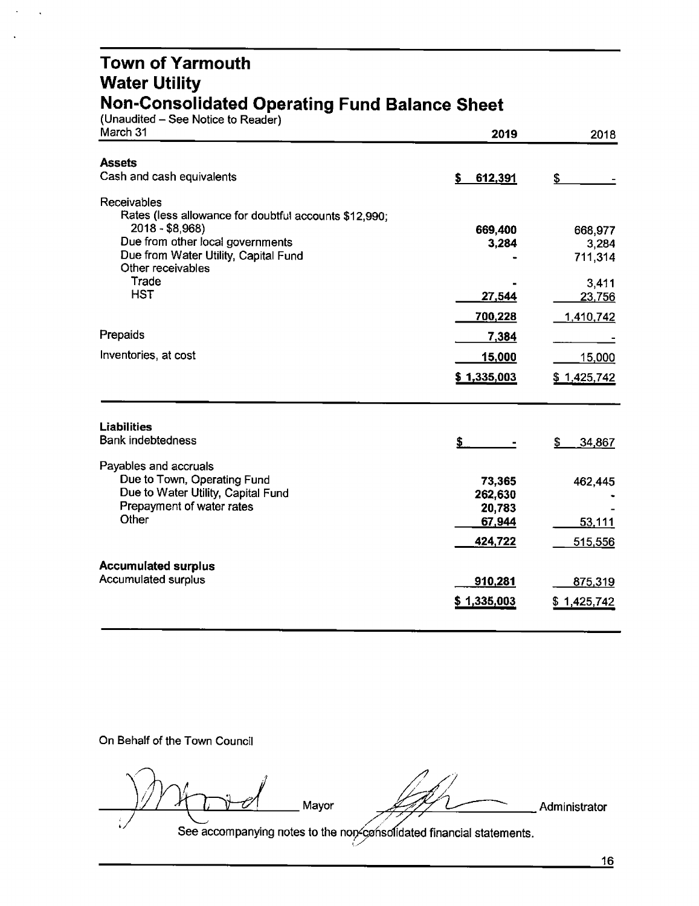# Town of Yarmouth
# Water Utility
# Non-Consolidated Operating Fund Balance Sheet

(Unaudited – See Notice to Reader)

| March 31 | 2019 | 2018 |
|---|---|---|
| **Assets** | | |
| Cash and cash equivalents | $ 612,391 | $ - |
| Receivables | | |
| Rates (less allowance for doubtful accounts $12,990; 2018 - $8,968) | 669,400 | 668,977 |
| Due from other local governments | 3,284 | 3,284 |
| Due from Water Utility, Capital Fund | - | 711,314 |
| Other receivables | | |
| Trade | - | 3,411 |
| HST | 27,544 | 23,756 |
| | 700,228 | 1,410,742 |
| Prepaids | 7,384 | - |
| Inventories, at cost | 15,000 | 15,000 |
| | $ 1,335,003 | $ 1,425,742 |
| **Liabilities** | | |
| Bank indebtedness | $ - | $ 34,867 |
| Payables and accruals | | |
| Due to Town, Operating Fund | 73,365 | 462,445 |
| Due to Water Utility, Capital Fund | 262,630 | - |
| Prepayment of water rates | 20,783 | - |
| Other | 67,944 | 53,111 |
| | 424,722 | 515,556 |
| **Accumulated surplus** | | |
| Accumulated surplus | 910,281 | 875,319 |
| | $ 1,335,003 | $ 1,425,742 |

On Behalf of the Town Council

_______________ Mayor _______________ Administrator

See accompanying notes to the non-consolidated financial statements.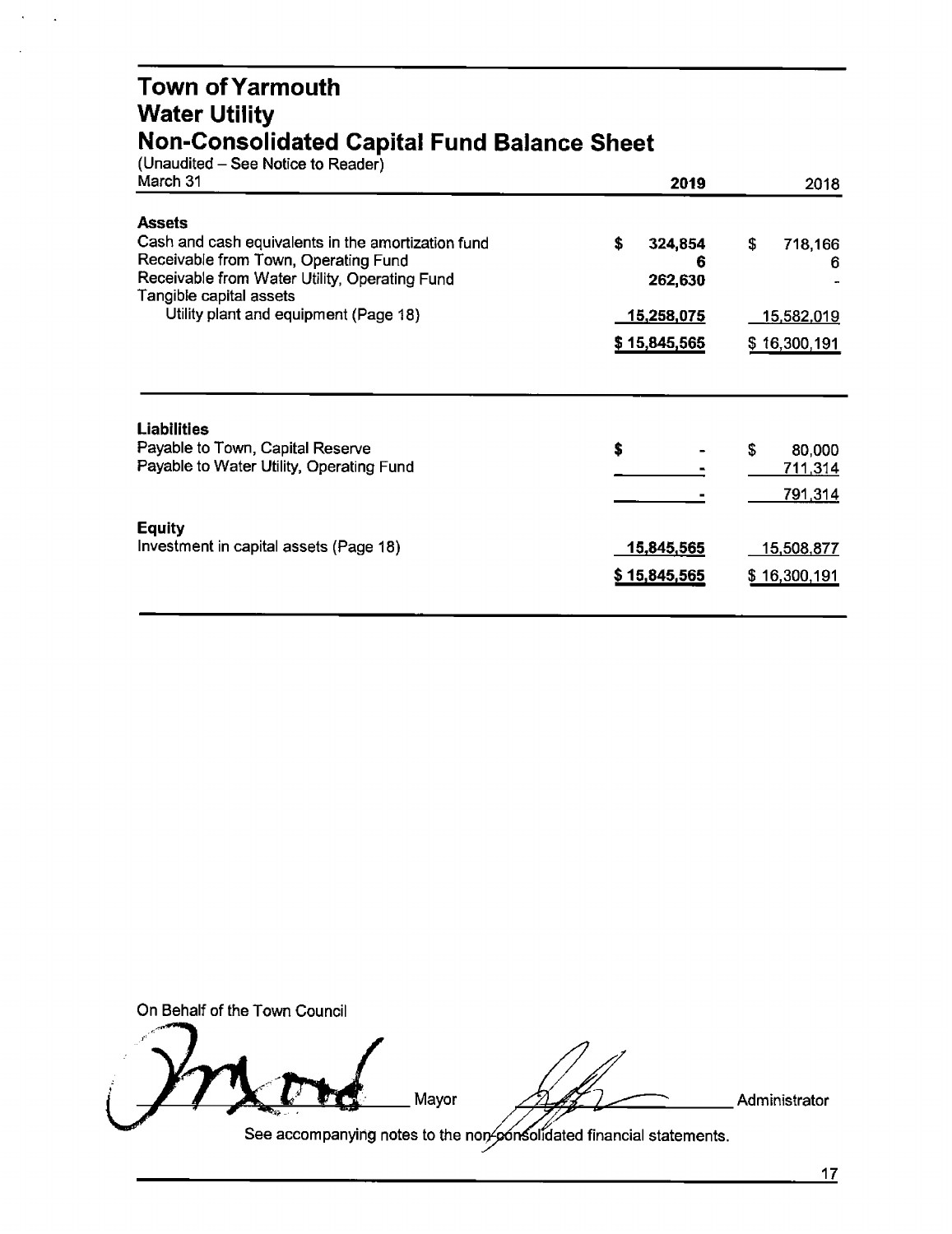# Town of Yarmouth
## Water Utility
## Non-Consolidated Capital Fund Balance Sheet

(Unaudited – See Notice to Reader)

| March 31 | 2019 | 2018 |
|---|---|---|
| **Assets** | | |
| Cash and cash equivalents in the amortization fund | $ 324,854 | $ 718,166 |
| Receivable from Town, Operating Fund | 6 | 6 |
| Receivable from Water Utility, Operating Fund | 262,630 | - |
| Tangible capital assets | | |
| Utility plant and equipment (Page 18) | 15,258,075 | 15,582,019 |
| | $ 15,845,565 | $ 16,300,191 |

| | 2019 | 2018 |
|---|---|---|
| **Liabilities** | | |
| Payable to Town, Capital Reserve | $ - | $ 80,000 |
| Payable to Water Utility, Operating Fund | - | 711,314 |
| | - | 791,314 |
| **Equity** | | |
| Investment in capital assets (Page 18) | 15,845,565 | 15,508,877 |
| | $ 15,845,565 | $ 16,300,191 |

On Behalf of the Town Council

_______________ Mayor _______________ Administrator

See accompanying notes to the non-consolidated financial statements.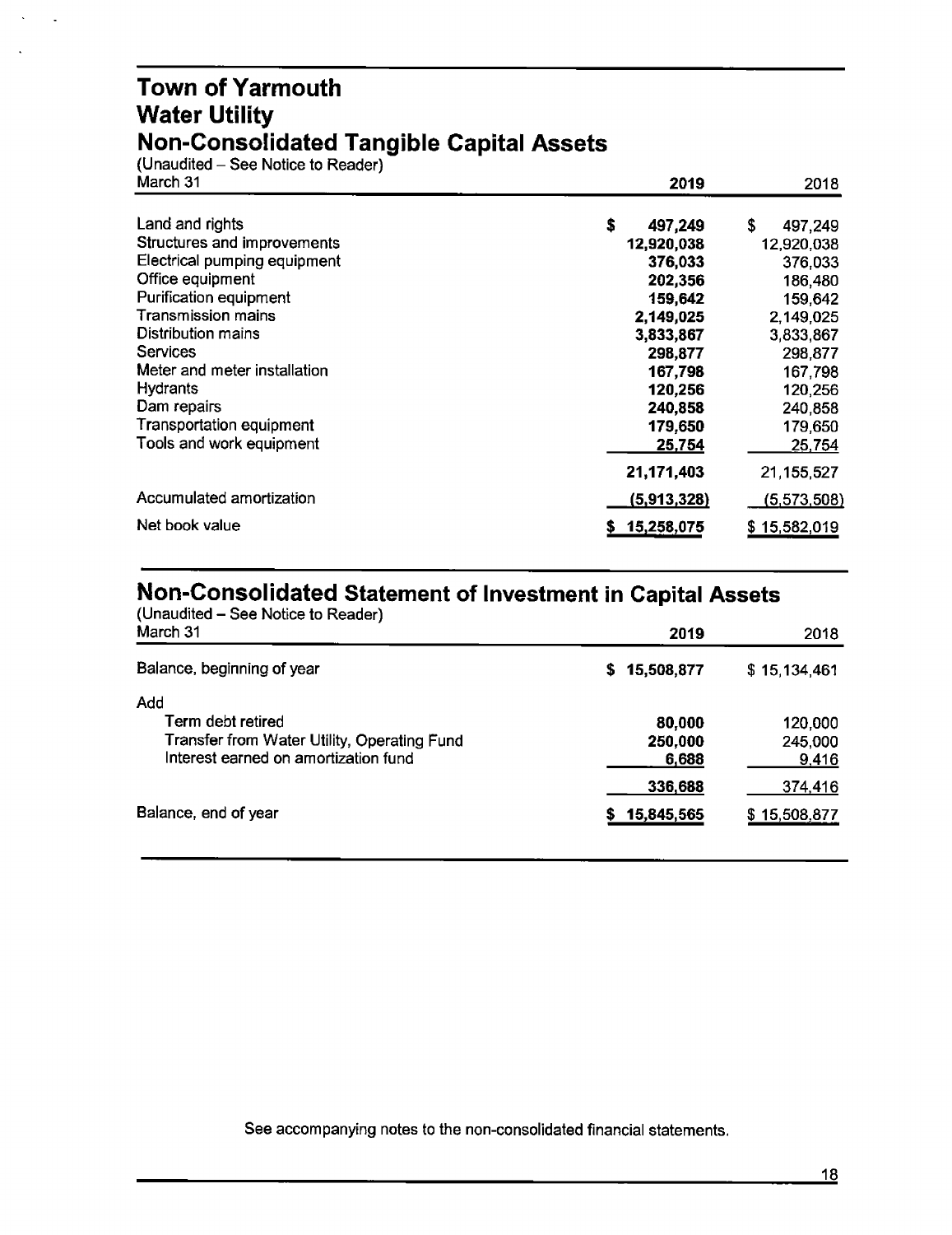# Town of Yarmouth
## Water Utility
## Non-Consolidated Tangible Capital Assets

(Unaudited – See Notice to Reader)

| March 31 | 2019 | 2018 |
|---|---|---|
| Land and rights | $ 497,249 | $ 497,249 |
| Structures and improvements | 12,920,038 | 12,920,038 |
| Electrical pumping equipment | 376,033 | 376,033 |
| Office equipment | 202,356 | 186,480 |
| Purification equipment | 159,642 | 159,642 |
| Transmission mains | 2,149,025 | 2,149,025 |
| Distribution mains | 3,833,867 | 3,833,867 |
| Services | 298,877 | 298,877 |
| Meter and meter installation | 167,798 | 167,798 |
| Hydrants | 120,256 | 120,256 |
| Dam repairs | 240,858 | 240,858 |
| Transportation equipment | 179,650 | 179,650 |
| Tools and work equipment | 25,754 | 25,754 |
| | 21,171,403 | 21,155,527 |
| Accumulated amortization | (5,913,328) | (5,573,508) |
| Net book value | $ 15,258,075 | $ 15,582,019 |

## Non-Consolidated Statement of Investment in Capital Assets

(Unaudited – See Notice to Reader)

| March 31 | 2019 | 2018 |
|---|---|---|
| Balance, beginning of year | $ 15,508,877 | $ 15,134,461 |
| Add | | |
| Term debt retired | 80,000 | 120,000 |
| Transfer from Water Utility, Operating Fund | 250,000 | 245,000 |
| Interest earned on amortization fund | 6,688 | 9,416 |
| | 336,688 | 374,416 |
| Balance, end of year | $ 15,845,565 | $ 15,508,877 |

See accompanying notes to the non-consolidated financial statements.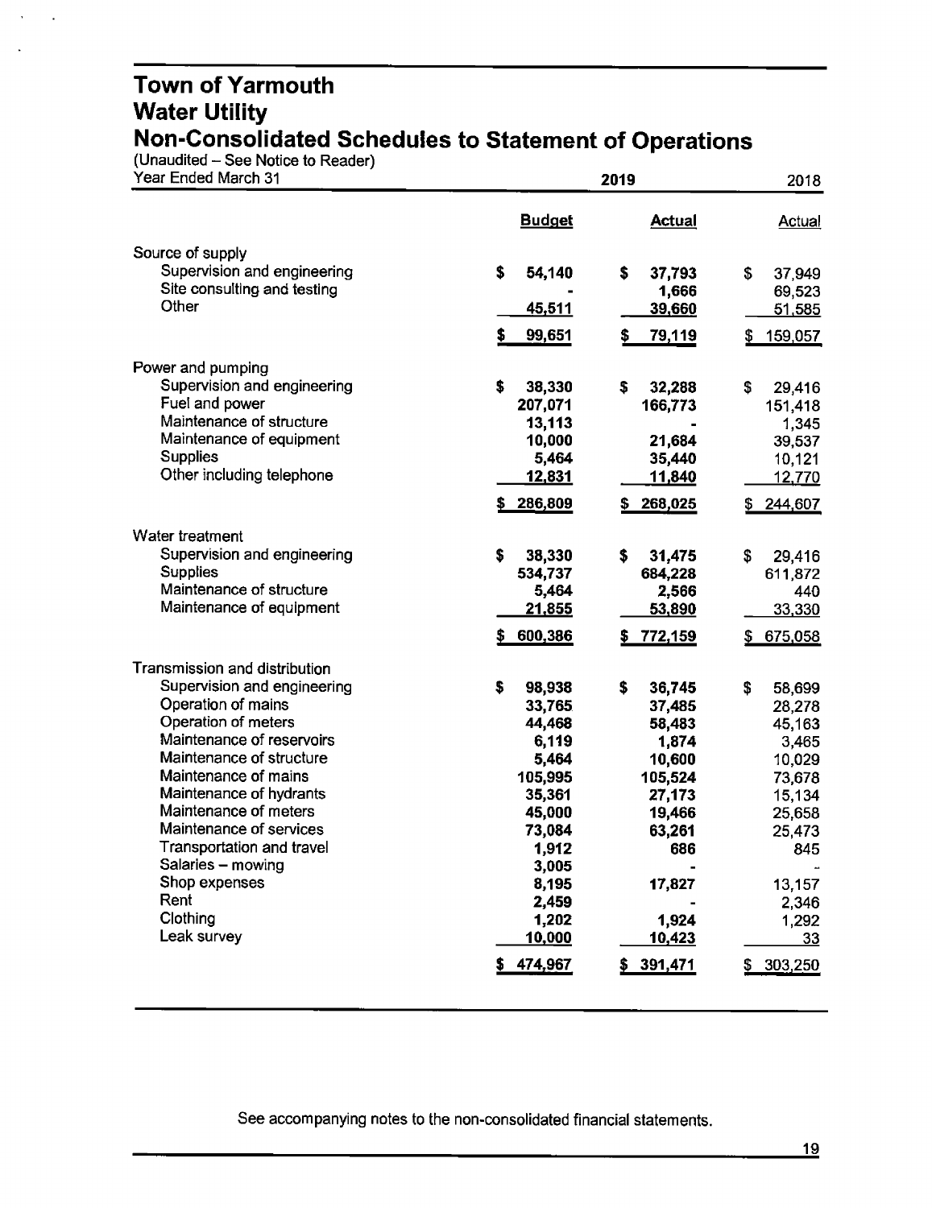# Town of Yarmouth
# Water Utility
# Non-Consolidated Schedules to Statement of Operations

(Unaudited – See Notice to Reader)

| Year Ended March 31 | 2019 | | 2018 |
|---|---|---|---|
| | **Budget** | **Actual** | Actual |
| **Source of supply** | | | |
| Supervision and engineering | $ 54,140 | $ 37,793 | $ 37,949 |
| Site consulting and testing | - | 1,666 | 69,523 |
| Other | 45,511 | 39,660 | 51,585 |
| | $ 99,651 | $ 79,119 | $ 159,057 |
| **Power and pumping** | | | |
| Supervision and engineering | $ 38,330 | $ 32,288 | $ 29,416 |
| Fuel and power | 207,071 | 166,773 | 151,418 |
| Maintenance of structure | 13,113 | - | 1,345 |
| Maintenance of equipment | 10,000 | 21,684 | 39,537 |
| Supplies | 5,464 | 35,440 | 10,121 |
| Other including telephone | 12,831 | 11,840 | 12,770 |
| | $ 286,809 | $ 268,025 | $ 244,607 |
| **Water treatment** | | | |
| Supervision and engineering | $ 38,330 | $ 31,475 | $ 29,416 |
| Supplies | 534,737 | 684,228 | 611,872 |
| Maintenance of structure | 5,464 | 2,566 | 440 |
| Maintenance of equipment | 21,855 | 53,890 | 33,330 |
| | $ 600,386 | $ 772,159 | $ 675,058 |
| **Transmission and distribution** | | | |
| Supervision and engineering | $ 98,938 | $ 36,745 | $ 58,699 |
| Operation of mains | 33,765 | 37,485 | 28,278 |
| Operation of meters | 44,468 | 58,483 | 45,163 |
| Maintenance of reservoirs | 6,119 | 1,874 | 3,465 |
| Maintenance of structure | 5,464 | 10,600 | 10,029 |
| Maintenance of mains | 105,995 | 105,524 | 73,678 |
| Maintenance of hydrants | 35,361 | 27,173 | 15,134 |
| Maintenance of meters | 45,000 | 19,466 | 25,658 |
| Maintenance of services | 73,084 | 63,261 | 25,473 |
| Transportation and travel | 1,912 | 686 | 845 |
| Salaries – mowing | 3,005 | - | - |
| Shop expenses | 8,195 | 17,827 | 13,157 |
| Rent | 2,459 | - | 2,346 |
| Clothing | 1,202 | 1,924 | 1,292 |
| Leak survey | 10,000 | 10,423 | 33 |
| | $ 474,967 | $ 391,471 | $ 303,250 |

See accompanying notes to the non-consolidated financial statements.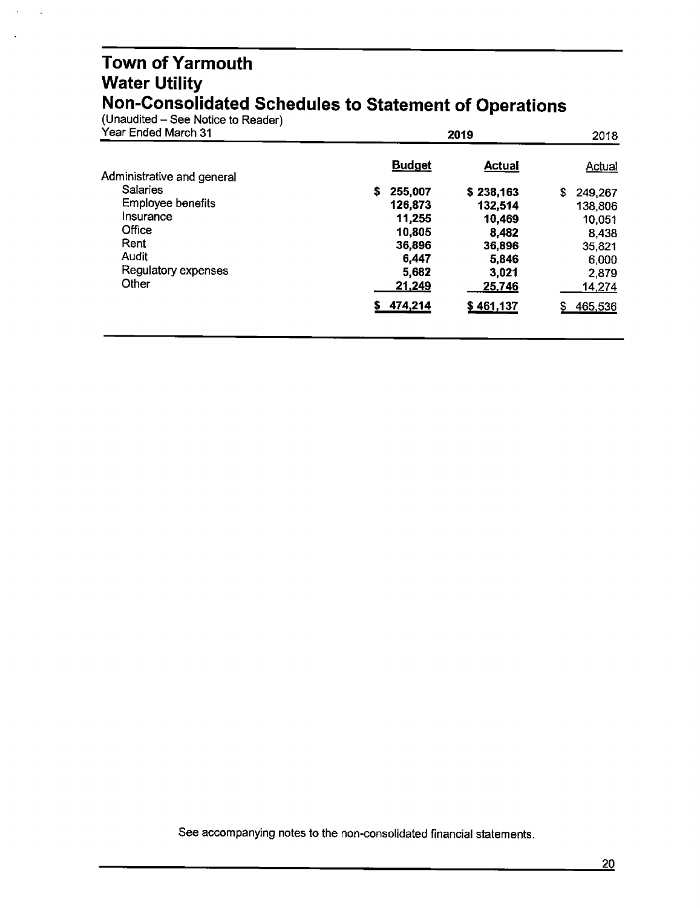# Town of Yarmouth
# Water Utility
# Non-Consolidated Schedules to Statement of Operations

(Unaudited – See Notice to Reader)

| Year Ended March 31 | 2019 | | 2018 |
|---|---|---|---|
| | **Budget** | **Actual** | Actual |
| Administrative and general | | | |
| Salaries | **$ 255,007** | **$ 238,163** | $ 249,267 |
| Employee benefits | **126,873** | **132,514** | 138,806 |
| Insurance | **11,255** | **10,469** | 10,051 |
| Office | **10,805** | **8,482** | 8,438 |
| Rent | **36,896** | **36,896** | 35,821 |
| Audit | **6,447** | **5,846** | 6,000 |
| Regulatory expenses | **5,682** | **3,021** | 2,879 |
| Other | **21,249** | **25,746** | 14,274 |
| | **$ 474,214** | **$ 461,137** | $ 465,536 |

See accompanying notes to the non-consolidated financial statements.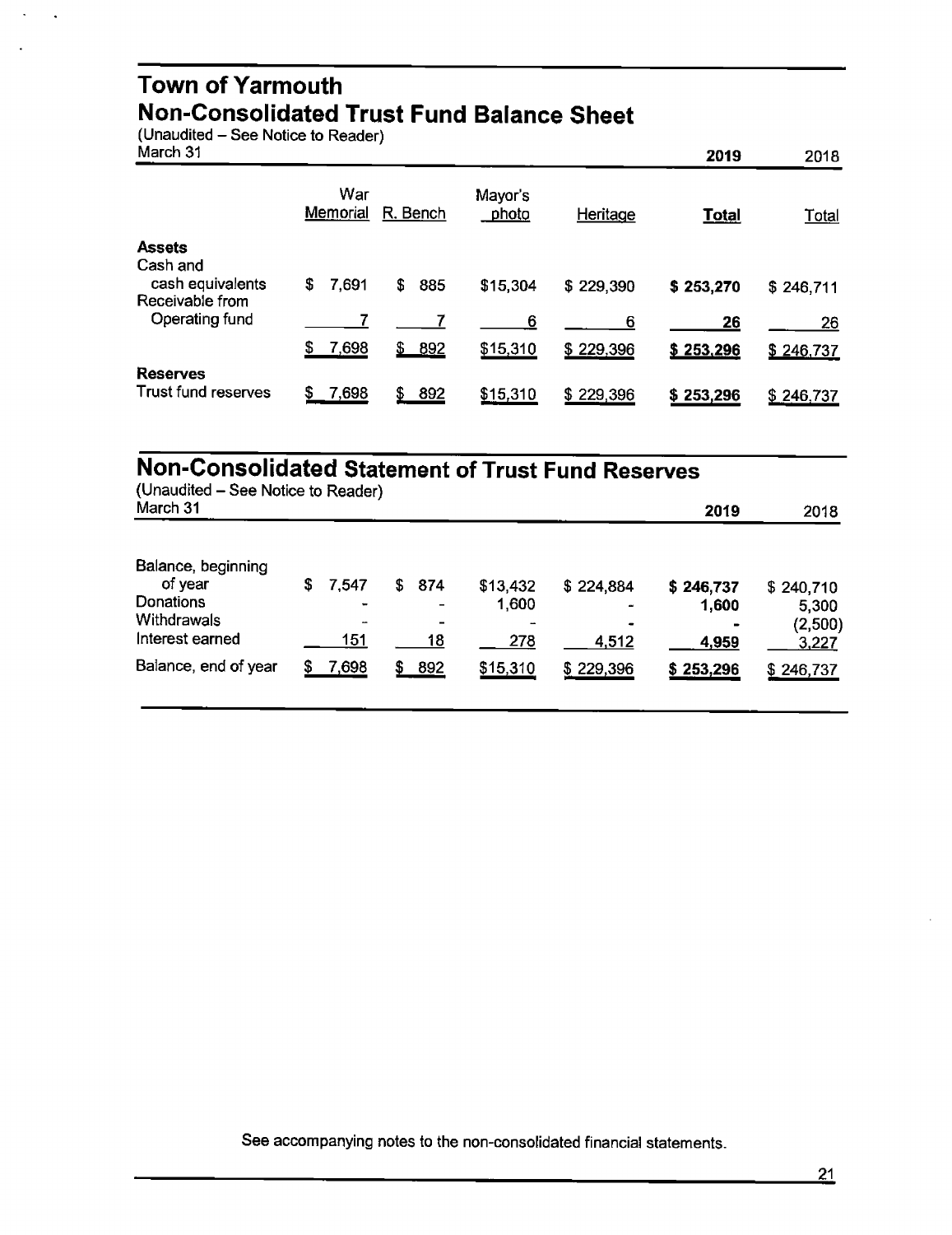# Town of Yarmouth
## Non-Consolidated Trust Fund Balance Sheet

(Unaudited – See Notice to Reader)

| March 31 | War Memorial | R. Bench | Mayor's photo | Heritage | 2019 Total | 2018 Total |
|---|---|---|---|---|---|---|
| **Assets** | | | | | | |
| Cash and cash equivalents | $ 7,691 | $ 885 | $15,304 | $ 229,390 | **$ 253,270** | $ 246,711 |
| Receivable from Operating fund | 7 | 7 | 6 | 6 | **26** | 26 |
| | $ 7,698 | $ 892 | $15,310 | $ 229,396 | **$ 253,296** | $ 246,737 |
| **Reserves** | | | | | | |
| Trust fund reserves | $ 7,698 | $ 892 | $15,310 | $ 229,396 | **$ 253,296** | $ 246,737 |

## Non-Consolidated Statement of Trust Fund Reserves

(Unaudited – See Notice to Reader)

| March 31 | War Memorial | R. Bench | Mayor's photo | Heritage | 2019 Total | 2018 Total |
|---|---|---|---|---|---|---|
| Balance, beginning of year | $ 7,547 | $ 874 | $13,432 | $ 224,884 | **$ 246,737** | $ 240,710 |
| Donations | - | - | 1,600 | - | **1,600** | 5,300 |
| Withdrawals | - | - | - | - | **-** | (2,500) |
| Interest earned | 151 | 18 | 278 | 4,512 | **4,959** | 3,227 |
| Balance, end of year | $ 7,698 | $ 892 | $15,310 | $ 229,396 | **$ 253,296** | $ 246,737 |

See accompanying notes to the non-consolidated financial statements.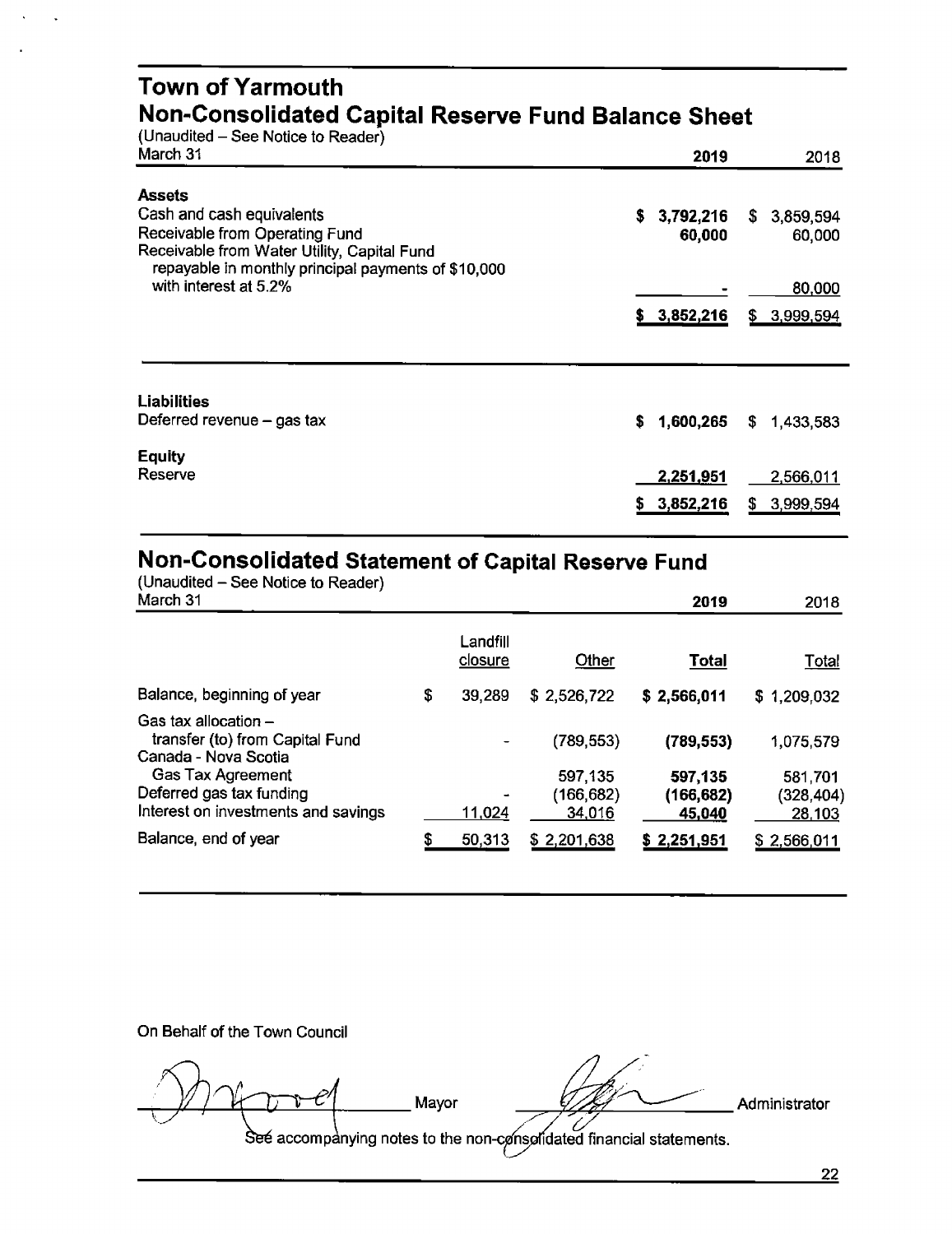# Town of Yarmouth

## Non-Consolidated Capital Reserve Fund Balance Sheet

(Unaudited – See Notice to Reader)

| March 31 | 2019 | 2018 |
|---|---|---|
| **Assets** | | |
| Cash and cash equivalents | $ 3,792,216 | $ 3,859,594 |
| Receivable from Operating Fund | 60,000 | 60,000 |
| Receivable from Water Utility, Capital Fund repayable in monthly principal payments of $10,000 with interest at 5.2% | - | 80,000 |
| | $ 3,852,216 | $ 3,999,594 |

| | 2019 | 2018 |
|---|---|---|
| **Liabilities** | | |
| Deferred revenue – gas tax | $ 1,600,265 | $ 1,433,583 |
| **Equity** | | |
| Reserve | 2,251,951 | 2,566,011 |
| | $ 3,852,216 | $ 3,999,594 |

## Non-Consolidated Statement of Capital Reserve Fund

(Unaudited – See Notice to Reader)

| March 31 | | | 2019 | 2018 |
|---|---|---|---|---|
| | Landfill closure | Other | **Total** | Total |
| Balance, beginning of year | $ 39,289 | $ 2,526,722 | **$ 2,566,011** | $ 1,209,032 |
| Gas tax allocation – transfer (to) from Capital Fund | - | (789,553) | **(789,553)** | 1,075,579 |
| Canada - Nova Scotia Gas Tax Agreement | | 597,135 | **597,135** | 581,701 |
| Deferred gas tax funding | - | (166,682) | **(166,682)** | (328,404) |
| Interest on investments and savings | 11,024 | 34,016 | **45,040** | 28,103 |
| Balance, end of year | $ 50,313 | $ 2,201,638 | **$ 2,251,951** | $ 2,566,011 |

On Behalf of the Town Council

_______________ Mayor _______________ Administrator

See accompanying notes to the non-consolidated financial statements.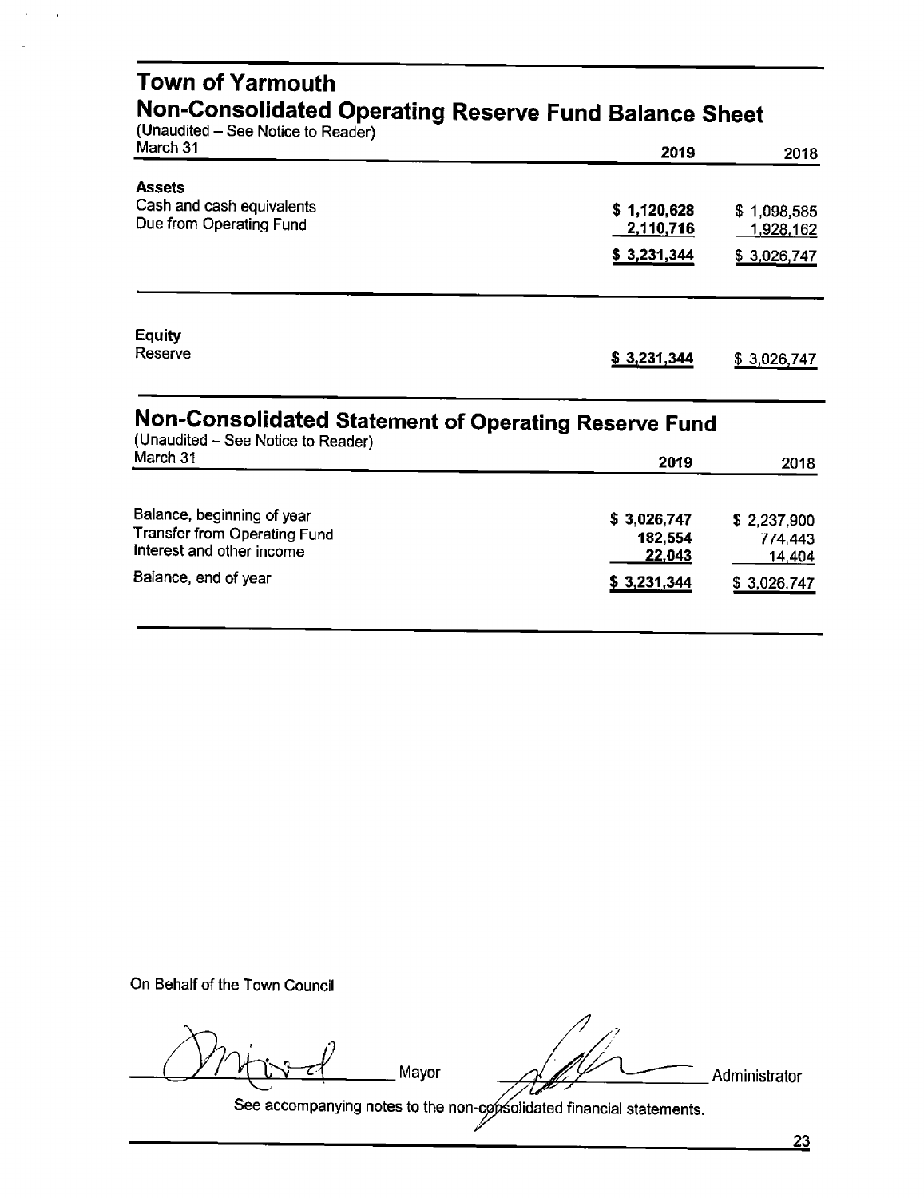# Town of Yarmouth

## Non-Consolidated Operating Reserve Fund Balance Sheet

(Unaudited – See Notice to Reader)

| March 31 | 2019 | 2018 |
|---|---|---|
| **Assets** | | |
| Cash and cash equivalents | $ 1,120,628 | $ 1,098,585 |
| Due from Operating Fund | 2,110,716 | 1,928,162 |
| | $ 3,231,344 | $ 3,026,747 |
| **Equity** | | |
| Reserve | $ 3,231,344 | $ 3,026,747 |

## Non-Consolidated Statement of Operating Reserve Fund

(Unaudited – See Notice to Reader)

| March 31 | 2019 | 2018 |
|---|---|---|
| Balance, beginning of year | $ 3,026,747 | $ 2,237,900 |
| Transfer from Operating Fund | 182,554 | 774,443 |
| Interest and other income | 22,043 | 14,404 |
| Balance, end of year | $ 3,231,344 | $ 3,026,747 |

On Behalf of the Town Council

_______________ Mayor _______________ Administrator

See accompanying notes to the non-consolidated financial statements.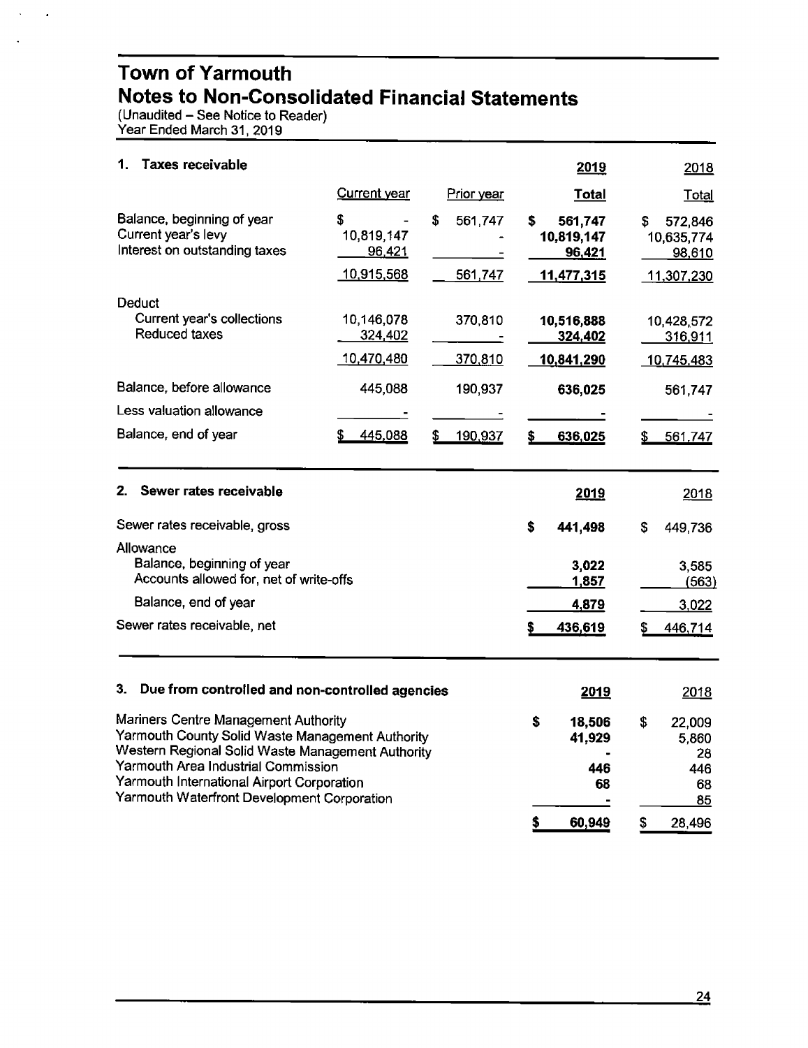# Town of Yarmouth
# Notes to Non-Consolidated Financial Statements

(Unaudited – See Notice to Reader)
Year Ended March 31, 2019

## 1. Taxes receivable

| | Current year | Prior year | 2019 Total | 2018 Total |
|---|---|---|---|---|
| Balance, beginning of year | $ - | $ 561,747 | **$ 561,747** | $ 572,846 |
| Current year's levy | 10,819,147 | - | **10,819,147** | 10,635,774 |
| Interest on outstanding taxes | 96,421 | - | **96,421** | 98,610 |
| | 10,915,568 | 561,747 | **11,477,315** | 11,307,230 |
| Deduct | | | | |
| Current year's collections | 10,146,078 | 370,810 | **10,516,888** | 10,428,572 |
| Reduced taxes | 324,402 | - | **324,402** | 316,911 |
| | 10,470,480 | 370,810 | **10,841,290** | 10,745,483 |
| Balance, before allowance | 445,088 | 190,937 | **636,025** | 561,747 |
| Less valuation allowance | - | - | **-** | - |
| Balance, end of year | $ 445,088 | $ 190,937 | **$ 636,025** | $ 561,747 |

## 2. Sewer rates receivable

| | 2019 | 2018 |
|---|---|---|
| Sewer rates receivable, gross | **$ 441,498** | $ 449,736 |
| Allowance | | |
| Balance, beginning of year | **3,022** | 3,585 |
| Accounts allowed for, net of write-offs | **1,857** | (563) |
| Balance, end of year | **4,879** | 3,022 |
| Sewer rates receivable, net | **$ 436,619** | $ 446,714 |

## 3. Due from controlled and non-controlled agencies

| | 2019 | 2018 |
|---|---|---|
| Mariners Centre Management Authority | **$ 18,506** | $ 22,009 |
| Yarmouth County Solid Waste Management Authority | **41,929** | 5,860 |
| Western Regional Solid Waste Management Authority | **-** | 28 |
| Yarmouth Area Industrial Commission | **446** | 446 |
| Yarmouth International Airport Corporation | **68** | 68 |
| Yarmouth Waterfront Development Corporation | **-** | 85 |
| | **$ 60,949** | $ 28,496 |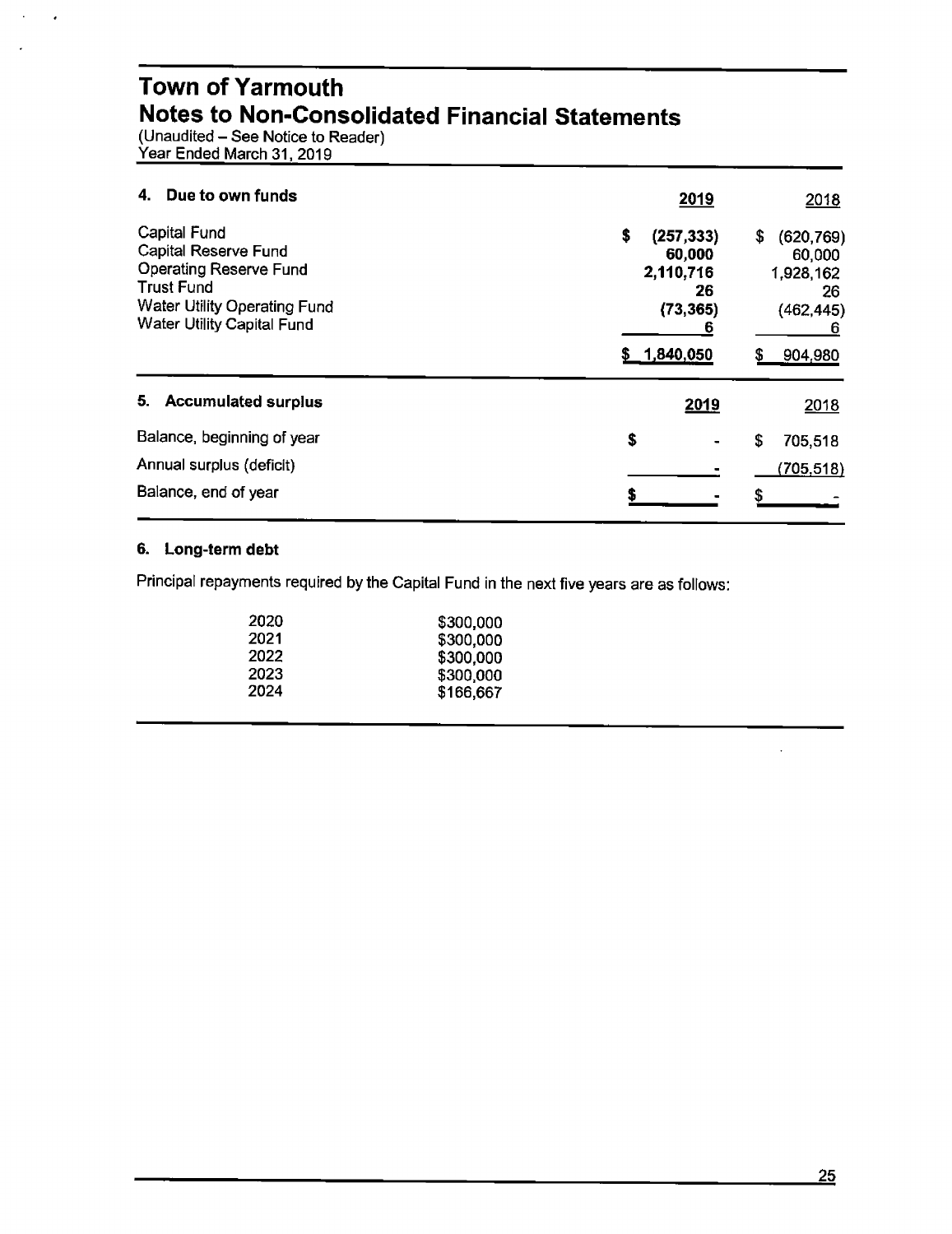# Town of Yarmouth
## Notes to Non-Consolidated Financial Statements

(Unaudited – See Notice to Reader)
Year Ended March 31, 2019

### 4. Due to own funds

| | 2019 | 2018 |
|---|---|---|
| Capital Fund | $ (257,333) | $ (620,769) |
| Capital Reserve Fund | 60,000 | 60,000 |
| Operating Reserve Fund | 2,110,716 | 1,928,162 |
| Trust Fund | 26 | 26 |
| Water Utility Operating Fund | (73,365) | (462,445) |
| Water Utility Capital Fund | 6 | 6 |
| | $ 1,840,050 | $ 904,980 |

### 5. Accumulated surplus

| | 2019 | 2018 |
|---|---|---|
| Balance, beginning of year | $ - | $ 705,518 |
| Annual surplus (deficit) | - | (705,518) |
| Balance, end of year | $ - | $ - |

### 6. Long-term debt

Principal repayments required by the Capital Fund in the next five years are as follows:

| | |
|---|---|
| 2020 | $300,000 |
| 2021 | $300,000 |
| 2022 | $300,000 |
| 2023 | $300,000 |
| 2024 | $166,667 |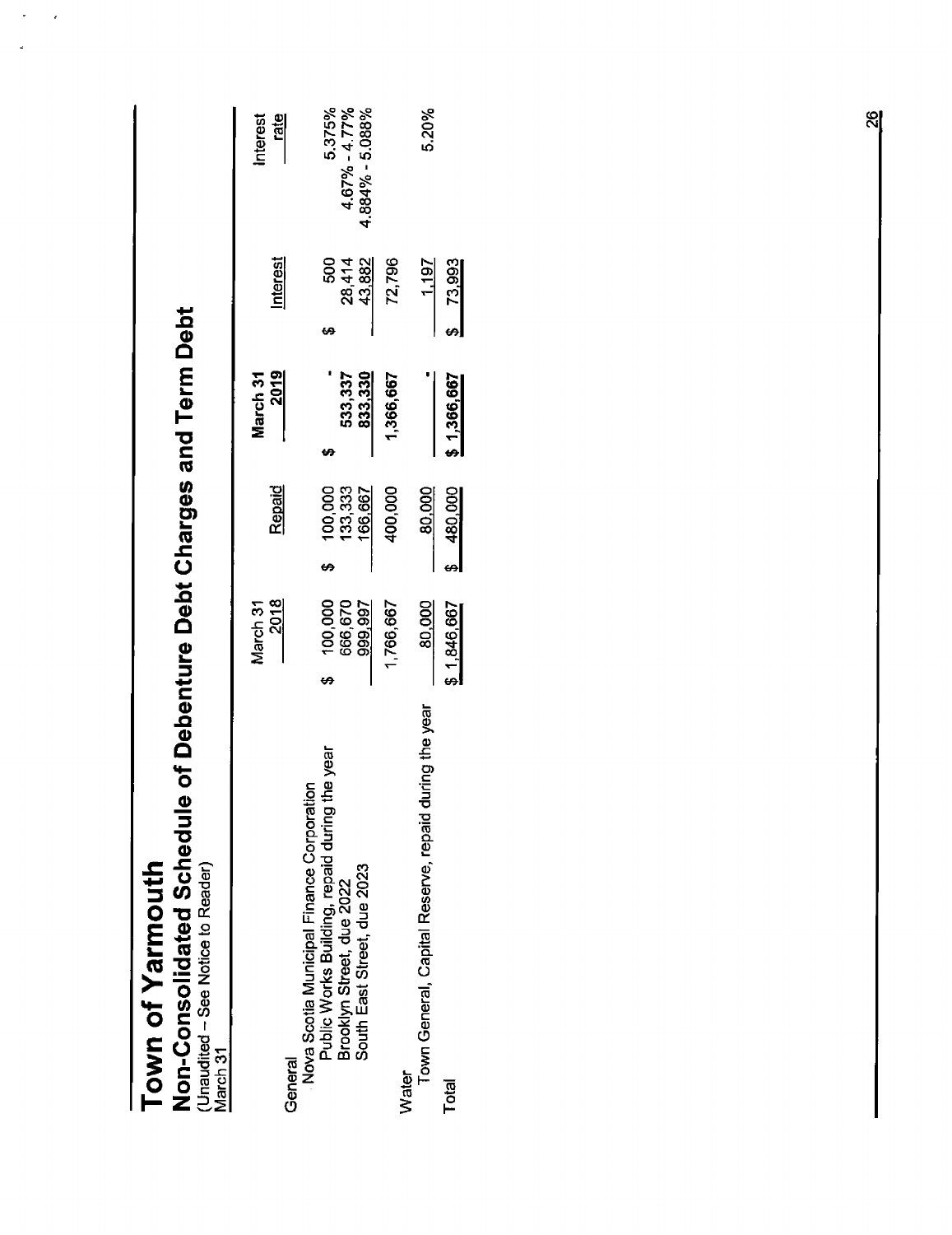# Town of Yarmouth

## Non-Consolidated Schedule of Debenture Debt Charges and Term Debt

(Unaudited – See Notice to Reader)
March 31

| | March 31 2018 | Repaid | March 31 2019 | Interest | Interest rate |
|---|---|---|---|---|---|
| **General** | | | | | |
| Nova Scotia Municipal Finance Corporation | | | | | |
| Public Works Building, repaid during the year | $ 100,000 | $ 100,000 | $ - | $ 500 | 5.375% |
| Brooklyn Street, due 2022 | 666,670 | 133,333 | 533,337 | 28,414 | 4.67% - 4.77% |
| South East Street, due 2023 | 999,997 | 166,667 | 833,330 | 43,882 | 4.884% - 5.088% |
| | 1,766,667 | 400,000 | 1,366,667 | 72,796 | |
| **Water** | | | | | |
| Town General, Capital Reserve, repaid during the year | 80,000 | 80,000 | - | 1,197 | 5.20% |
| **Total** | $ 1,846,667 | $ 480,000 | $ 1,366,667 | $ 73,993 | |